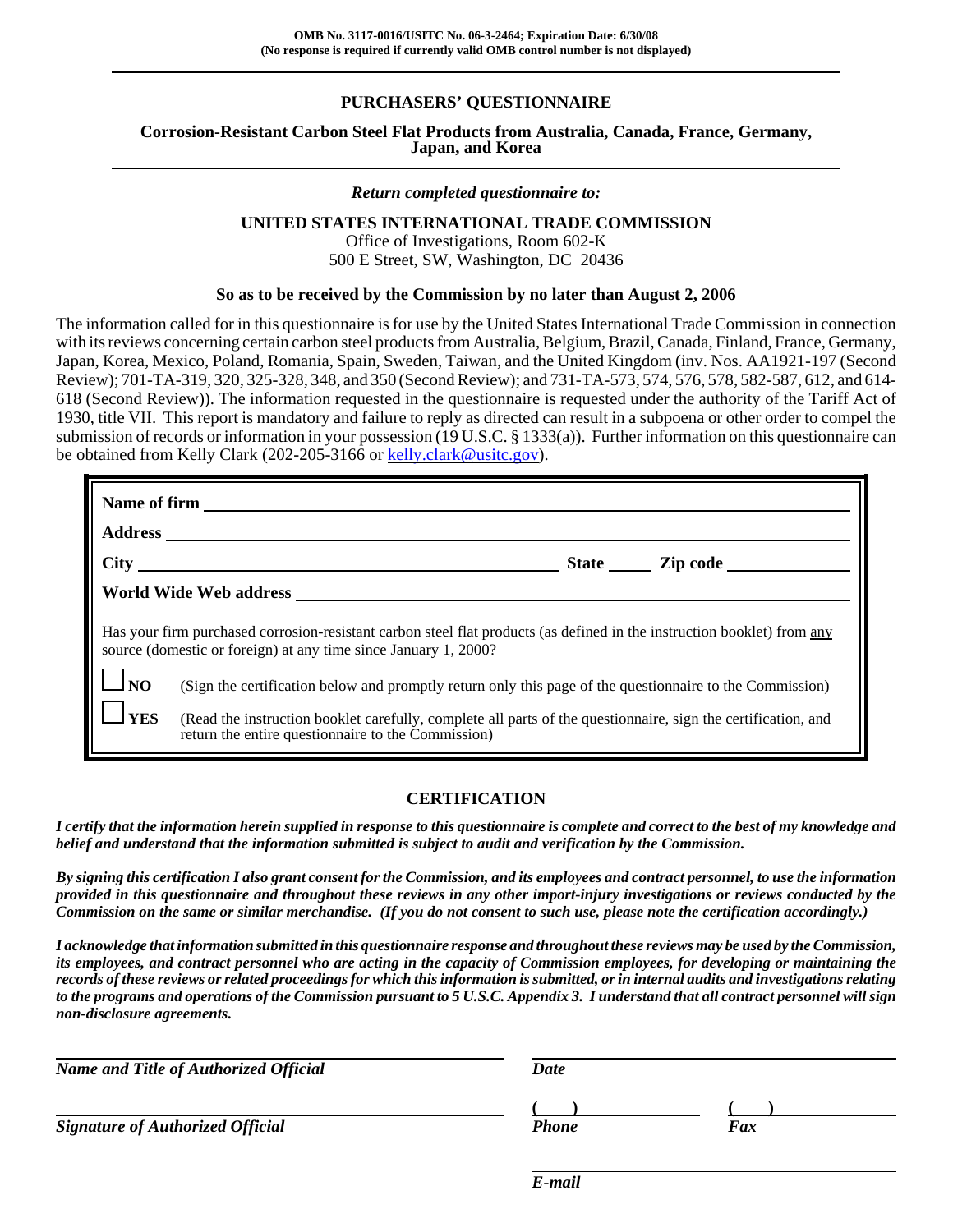**OMB No. 3117-0016/USITC No. 06-3-2464; Expiration Date: 6/30/08**
**(No response is required if currently valid OMB control number is not displayed)**

# PURCHASERS' QUESTIONNAIRE

## Corrosion-Resistant Carbon Steel Flat Products from Australia, Canada, France, Germany, Japan, and Korea

*Return completed questionnaire to:*

**UNITED STATES INTERNATIONAL TRADE COMMISSION**
Office of Investigations, Room 602-K
500 E Street, SW, Washington, DC 20436

**So as to be received by the Commission by no later than August 2, 2006**

The information called for in this questionnaire is for use by the United States International Trade Commission in connection with its reviews concerning certain carbon steel products from Australia, Belgium, Brazil, Canada, Finland, France, Germany, Japan, Korea, Mexico, Poland, Romania, Spain, Sweden, Taiwan, and the United Kingdom (inv. Nos. AA1921-197 (Second Review); 701-TA-319, 320, 325-328, 348, and 350 (Second Review); and 731-TA-573, 574, 576, 578, 582-587, 612, and 614-618 (Second Review)). The information requested in the questionnaire is requested under the authority of the Tariff Act of 1930, title VII. This report is mandatory and failure to reply as directed can result in a subpoena or other order to compel the submission of records or information in your possession (19 U.S.C. § 1333(a)). Further information on this questionnaire can be obtained from Kelly Clark (202-205-3166 or kelly.clark@usitc.gov).

**Name of firm** ______________________________

**Address** ______________________________

**City** ____________________ **State** _____ **Zip code** __________

**World Wide Web address** ______________________________

Has your firm purchased corrosion-resistant carbon steel flat products (as defined in the instruction booklet) from any source (domestic or foreign) at any time since January 1, 2000?

☐ **NO** (Sign the certification below and promptly return only this page of the questionnaire to the Commission)

☐ **YES** (Read the instruction booklet carefully, complete all parts of the questionnaire, sign the certification, and return the entire questionnaire to the Commission)

## CERTIFICATION

***I certify that the information herein supplied in response to this questionnaire is complete and correct to the best of my knowledge and belief and understand that the information submitted is subject to audit and verification by the Commission.***

***By signing this certification I also grant consent for the Commission, and its employees and contract personnel, to use the information provided in this questionnaire and throughout these reviews in any other import-injury investigations or reviews conducted by the Commission on the same or similar merchandise. (If you do not consent to such use, please note the certification accordingly.)***

***I acknowledge that information submitted in this questionnaire response and throughout these reviews may be used by the Commission, its employees, and contract personnel who are acting in the capacity of Commission employees, for developing or maintaining the records of these reviews or related proceedings for which this information is submitted, or in internal audits and investigations relating to the programs and operations of the Commission pursuant to 5 U.S.C. Appendix 3. I understand that all contract personnel will sign non-disclosure agreements.***

______________________________ ______________________________
***Name and Title of Authorized Official*** ***Date***

______________________________ ( ) __________ ( ) __________
***Signature of Authorized Official*** ***Phone*** ***Fax***

______________________________
***E-mail***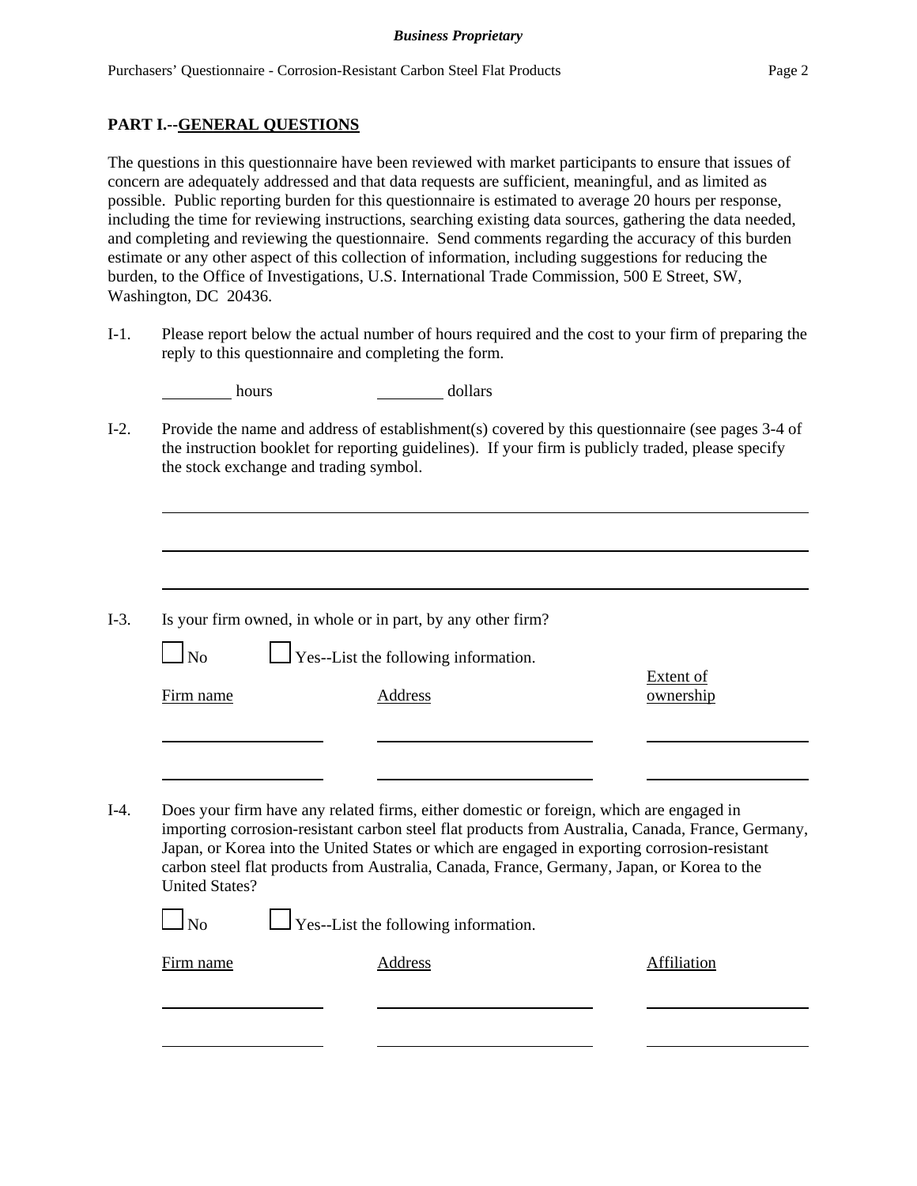## PART I.--GENERAL QUESTIONS

The questions in this questionnaire have been reviewed with market participants to ensure that issues of concern are adequately addressed and that data requests are sufficient, meaningful, and as limited as possible. Public reporting burden for this questionnaire is estimated to average 20 hours per response, including the time for reviewing instructions, searching existing data sources, gathering the data needed, and completing and reviewing the questionnaire. Send comments regarding the accuracy of this burden estimate or any other aspect of this collection of information, including suggestions for reducing the burden, to the Office of Investigations, U.S. International Trade Commission, 500 E Street, SW, Washington, DC 20436.

I-1. Please report below the actual number of hours required and the cost to your firm of preparing the reply to this questionnaire and completing the form.

________ hours ________ dollars

I-2. Provide the name and address of establishment(s) covered by this questionnaire (see pages 3-4 of the instruction booklet for reporting guidelines). If your firm is publicly traded, please specify the stock exchange and trading symbol.

______________________________________________________________________

______________________________________________________________________

______________________________________________________________________

I-3. Is your firm owned, in whole or in part, by any other firm?

☐ No ☐ Yes--List the following information.

| Firm name | Address | Extent of ownership |
|---|---|---|
| | | |
| | | |

I-4. Does your firm have any related firms, either domestic or foreign, which are engaged in importing corrosion-resistant carbon steel flat products from Australia, Canada, France, Germany, Japan, or Korea into the United States or which are engaged in exporting corrosion-resistant carbon steel flat products from Australia, Canada, France, Germany, Japan, or Korea to the United States?

☐ No ☐ Yes--List the following information.

| Firm name | Address | Affiliation |
|---|---|---|
| | | |
| | | |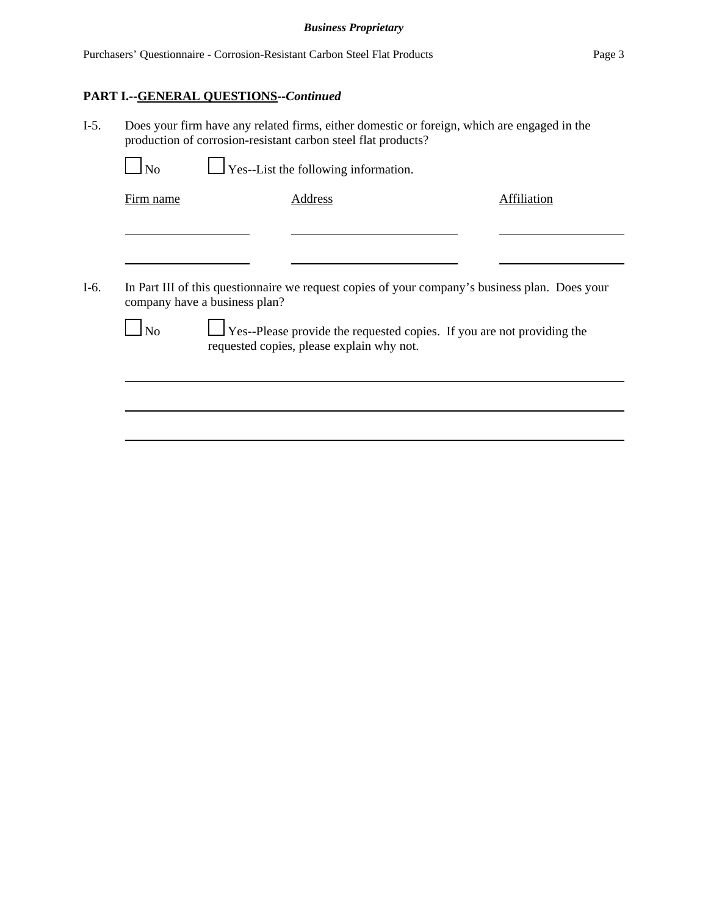**PART I.--GENERAL QUESTIONS--*Continued***

I-5. Does your firm have any related firms, either domestic or foreign, which are engaged in the production of corrosion-resistant carbon steel flat products?

☐ No ☐ Yes--List the following information.

| Firm name | Address | Affiliation |
| --- | --- | --- |
| | | |
| | | |

I-6. In Part III of this questionnaire we request copies of your company's business plan. Does your company have a business plan?

☐ No ☐ Yes--Please provide the requested copies. If you are not providing the requested copies, please explain why not.

\_\_\_\_\_\_\_\_\_\_\_\_\_\_\_\_\_\_\_\_\_\_\_\_\_\_\_\_\_\_\_\_\_\_\_\_\_\_\_\_\_\_\_\_\_\_\_\_\_\_\_\_\_\_\_\_\_\_\_\_

\_\_\_\_\_\_\_\_\_\_\_\_\_\_\_\_\_\_\_\_\_\_\_\_\_\_\_\_\_\_\_\_\_\_\_\_\_\_\_\_\_\_\_\_\_\_\_\_\_\_\_\_\_\_\_\_\_\_\_\_

\_\_\_\_\_\_\_\_\_\_\_\_\_\_\_\_\_\_\_\_\_\_\_\_\_\_\_\_\_\_\_\_\_\_\_\_\_\_\_\_\_\_\_\_\_\_\_\_\_\_\_\_\_\_\_\_\_\_\_\_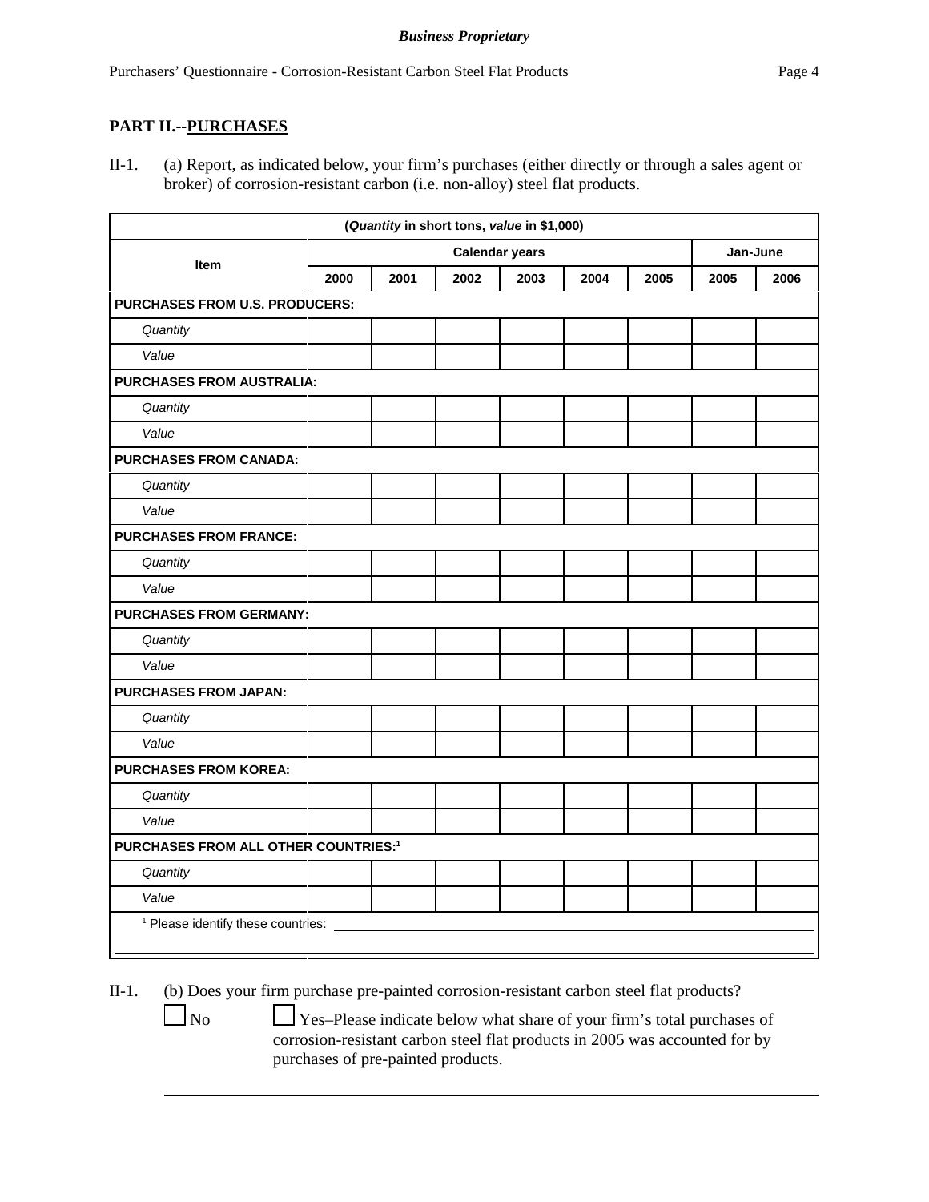## PART II.--PURCHASES

II-1. (a) Report, as indicated below, your firm's purchases (either directly or through a sales agent or broker) of corrosion-resistant carbon (i.e. non-alloy) steel flat products.

| (*Quantity* in short tons, *value* in $1,000) | | | | | | | | |
|---|---|---|---|---|---|---|---|---|
| **Item** | **Calendar years** | | | | | | **Jan-June** | |
| | **2000** | **2001** | **2002** | **2003** | **2004** | **2005** | **2005** | **2006** |
| **PURCHASES FROM U.S. PRODUCERS:** | | | | | | | | |
| *Quantity* | | | | | | | | |
| *Value* | | | | | | | | |
| **PURCHASES FROM AUSTRALIA:** | | | | | | | | |
| *Quantity* | | | | | | | | |
| *Value* | | | | | | | | |
| **PURCHASES FROM CANADA:** | | | | | | | | |
| *Quantity* | | | | | | | | |
| *Value* | | | | | | | | |
| **PURCHASES FROM FRANCE:** | | | | | | | | |
| *Quantity* | | | | | | | | |
| *Value* | | | | | | | | |
| **PURCHASES FROM GERMANY:** | | | | | | | | |
| *Quantity* | | | | | | | | |
| *Value* | | | | | | | | |
| **PURCHASES FROM JAPAN:** | | | | | | | | |
| *Quantity* | | | | | | | | |
| *Value* | | | | | | | | |
| **PURCHASES FROM KOREA:** | | | | | | | | |
| *Quantity* | | | | | | | | |
| *Value* | | | | | | | | |
| **PURCHASES FROM ALL OTHER COUNTRIES:**[1] | | | | | | | | |
| *Quantity* | | | | | | | | |
| *Value* | | | | | | | | |

[1] Please identify these countries: ______________________________________________

II-1. (b) Does your firm purchase pre-painted corrosion-resistant carbon steel flat products?

☐ No ☐ Yes–Please indicate below what share of your firm's total purchases of corrosion-resistant carbon steel flat products in 2005 was accounted for by purchases of pre-painted products.

______________________________________________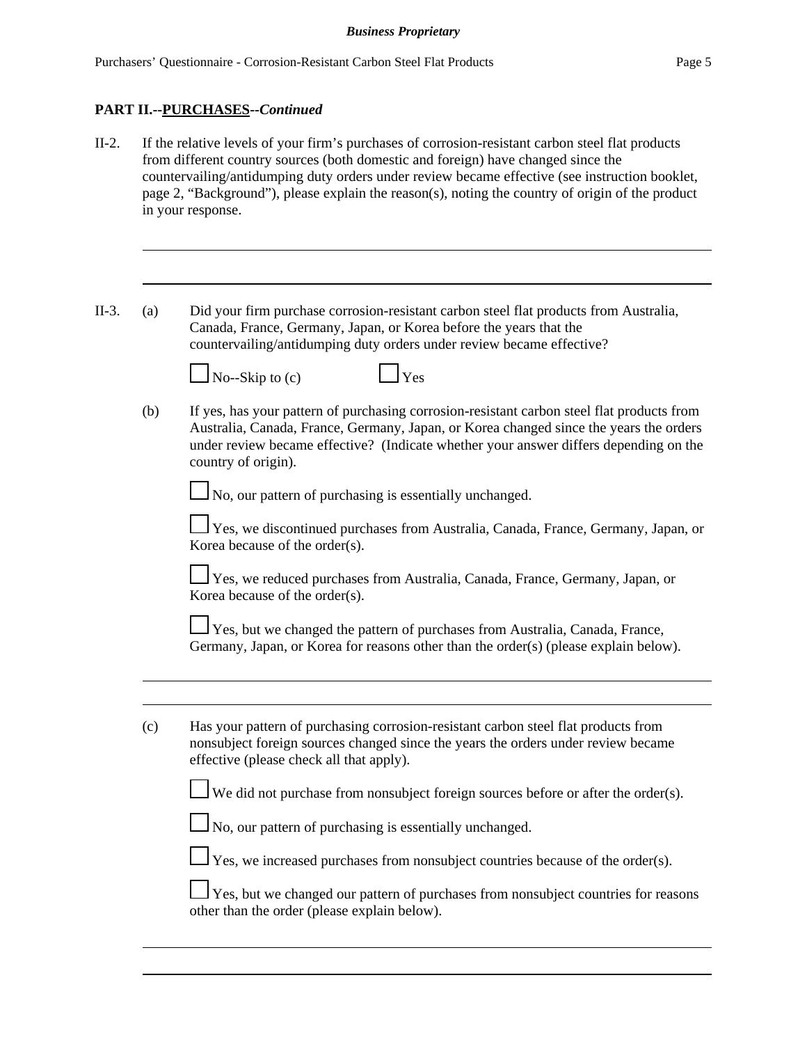**PART II.--PURCHASES--*Continued***

II-2. If the relative levels of your firm's purchases of corrosion-resistant carbon steel flat products from different country sources (both domestic and foreign) have changed since the countervailing/antidumping duty orders under review became effective (see instruction booklet, page 2, "Background"), please explain the reason(s), noting the country of origin of the product in your response.

______________________________________________________________________________

______________________________________________________________________________

II-3. (a) Did your firm purchase corrosion-resistant carbon steel flat products from Australia, Canada, France, Germany, Japan, or Korea before the years that the countervailing/antidumping duty orders under review became effective?

☐ No--Skip to (c) ☐ Yes

(b) If yes, has your pattern of purchasing corrosion-resistant carbon steel flat products from Australia, Canada, France, Germany, Japan, or Korea changed since the years the orders under review became effective? (Indicate whether your answer differs depending on the country of origin).

☐ No, our pattern of purchasing is essentially unchanged.

☐ Yes, we discontinued purchases from Australia, Canada, France, Germany, Japan, or Korea because of the order(s).

☐ Yes, we reduced purchases from Australia, Canada, France, Germany, Japan, or Korea because of the order(s).

☐ Yes, but we changed the pattern of purchases from Australia, Canada, France, Germany, Japan, or Korea for reasons other than the order(s) (please explain below).

______________________________________________________________________________

______________________________________________________________________________

(c) Has your pattern of purchasing corrosion-resistant carbon steel flat products from nonsubject foreign sources changed since the years the orders under review became effective (please check all that apply).

☐ We did not purchase from nonsubject foreign sources before or after the order(s).

☐ No, our pattern of purchasing is essentially unchanged.

☐ Yes, we increased purchases from nonsubject countries because of the order(s).

☐ Yes, but we changed our pattern of purchases from nonsubject countries for reasons other than the order (please explain below).

______________________________________________________________________________

______________________________________________________________________________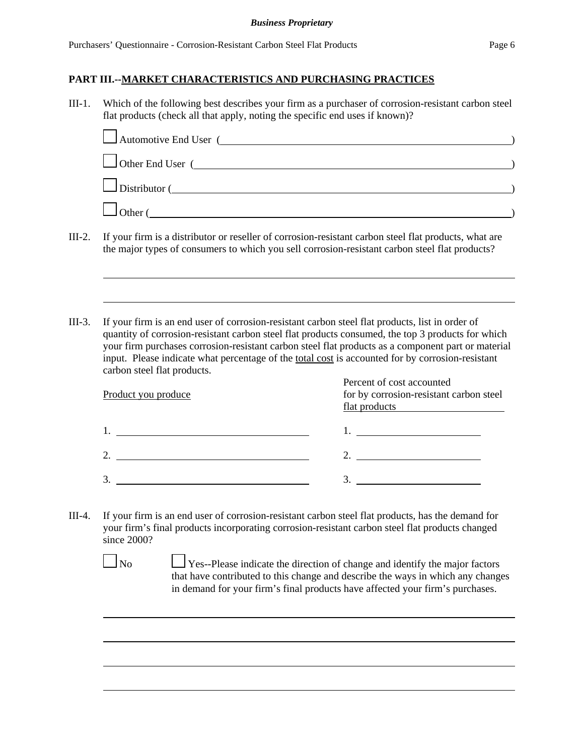## PART III.--MARKET CHARACTERISTICS AND PURCHASING PRACTICES

III-1. Which of the following best describes your firm as a purchaser of corrosion-resistant carbon steel flat products (check all that apply, noting the specific end uses if known)?

☐ Automotive End User (______________________________)

☐ Other End User (______________________________)

☐ Distributor (______________________________)

☐ Other (______________________________)

III-2. If your firm is a distributor or reseller of corrosion-resistant carbon steel flat products, what are the major types of consumers to which you sell corrosion-resistant carbon steel flat products?

______________________________

______________________________

III-3. If your firm is an end user of corrosion-resistant carbon steel flat products, list in order of quantity of corrosion-resistant carbon steel flat products consumed, the top 3 products for which your firm purchases corrosion-resistant carbon steel flat products as a component part or material input. Please indicate what percentage of the total cost is accounted for by corrosion-resistant carbon steel flat products.

| Product you produce | Percent of cost accounted for by corrosion-resistant carbon steel flat products |
|---|---|
| 1. | 1. |
| 2. | 2. |
| 3. | 3. |

III-4. If your firm is an end user of corrosion-resistant carbon steel flat products, has the demand for your firm's final products incorporating corrosion-resistant carbon steel flat products changed since 2000?

☐ No ☐ Yes--Please indicate the direction of change and identify the major factors that have contributed to this change and describe the ways in which any changes in demand for your firm's final products have affected your firm's purchases.

______________________________

______________________________

______________________________

______________________________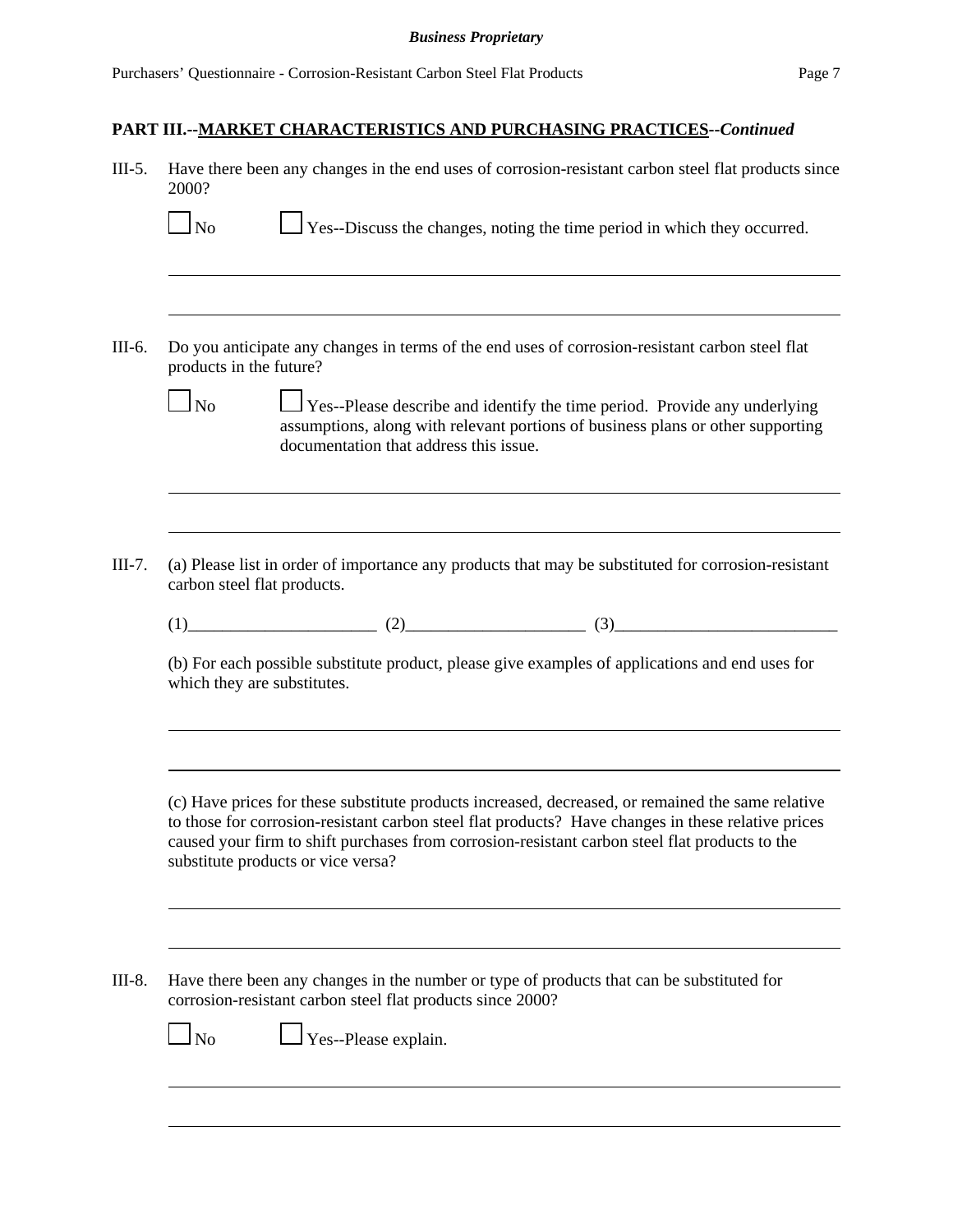## PART III.--MARKET CHARACTERISTICS AND PURCHASING PRACTICES--*Continued*

III-5. Have there been any changes in the end uses of corrosion-resistant carbon steel flat products since 2000?

☐ No ☐ Yes--Discuss the changes, noting the time period in which they occurred.

\_\_\_\_\_\_\_\_\_\_\_\_\_\_\_\_\_\_\_\_\_\_\_\_\_\_\_\_\_\_\_\_\_\_\_\_\_\_\_\_\_\_\_\_\_\_\_\_\_\_\_\_\_\_\_\_\_\_\_\_\_\_\_\_\_\_\_\_\_\_\_\_

\_\_\_\_\_\_\_\_\_\_\_\_\_\_\_\_\_\_\_\_\_\_\_\_\_\_\_\_\_\_\_\_\_\_\_\_\_\_\_\_\_\_\_\_\_\_\_\_\_\_\_\_\_\_\_\_\_\_\_\_\_\_\_\_\_\_\_\_\_\_\_\_

III-6. Do you anticipate any changes in terms of the end uses of corrosion-resistant carbon steel flat products in the future?

☐ No ☐ Yes--Please describe and identify the time period. Provide any underlying assumptions, along with relevant portions of business plans or other supporting documentation that address this issue.

\_\_\_\_\_\_\_\_\_\_\_\_\_\_\_\_\_\_\_\_\_\_\_\_\_\_\_\_\_\_\_\_\_\_\_\_\_\_\_\_\_\_\_\_\_\_\_\_\_\_\_\_\_\_\_\_\_\_\_\_\_\_\_\_\_\_\_\_\_\_\_\_

\_\_\_\_\_\_\_\_\_\_\_\_\_\_\_\_\_\_\_\_\_\_\_\_\_\_\_\_\_\_\_\_\_\_\_\_\_\_\_\_\_\_\_\_\_\_\_\_\_\_\_\_\_\_\_\_\_\_\_\_\_\_\_\_\_\_\_\_\_\_\_\_

III-7. (a) Please list in order of importance any products that may be substituted for corrosion-resistant carbon steel flat products.

(1)\_\_\_\_\_\_\_\_\_\_\_\_\_\_\_\_\_\_\_\_\_\_ (2)\_\_\_\_\_\_\_\_\_\_\_\_\_\_\_\_\_\_\_\_\_ (3)\_\_\_\_\_\_\_\_\_\_\_\_\_\_\_\_\_\_\_\_\_\_\_\_\_\_

(b) For each possible substitute product, please give examples of applications and end uses for which they are substitutes.

\_\_\_\_\_\_\_\_\_\_\_\_\_\_\_\_\_\_\_\_\_\_\_\_\_\_\_\_\_\_\_\_\_\_\_\_\_\_\_\_\_\_\_\_\_\_\_\_\_\_\_\_\_\_\_\_\_\_\_\_\_\_\_\_\_\_\_\_\_\_\_\_

\_\_\_\_\_\_\_\_\_\_\_\_\_\_\_\_\_\_\_\_\_\_\_\_\_\_\_\_\_\_\_\_\_\_\_\_\_\_\_\_\_\_\_\_\_\_\_\_\_\_\_\_\_\_\_\_\_\_\_\_\_\_\_\_\_\_\_\_\_\_\_\_

(c) Have prices for these substitute products increased, decreased, or remained the same relative to those for corrosion-resistant carbon steel flat products? Have changes in these relative prices caused your firm to shift purchases from corrosion-resistant carbon steel flat products to the substitute products or vice versa?

\_\_\_\_\_\_\_\_\_\_\_\_\_\_\_\_\_\_\_\_\_\_\_\_\_\_\_\_\_\_\_\_\_\_\_\_\_\_\_\_\_\_\_\_\_\_\_\_\_\_\_\_\_\_\_\_\_\_\_\_\_\_\_\_\_\_\_\_\_\_\_\_

\_\_\_\_\_\_\_\_\_\_\_\_\_\_\_\_\_\_\_\_\_\_\_\_\_\_\_\_\_\_\_\_\_\_\_\_\_\_\_\_\_\_\_\_\_\_\_\_\_\_\_\_\_\_\_\_\_\_\_\_\_\_\_\_\_\_\_\_\_\_\_\_

III-8. Have there been any changes in the number or type of products that can be substituted for corrosion-resistant carbon steel flat products since 2000?

☐ No ☐ Yes--Please explain.

\_\_\_\_\_\_\_\_\_\_\_\_\_\_\_\_\_\_\_\_\_\_\_\_\_\_\_\_\_\_\_\_\_\_\_\_\_\_\_\_\_\_\_\_\_\_\_\_\_\_\_\_\_\_\_\_\_\_\_\_\_\_\_\_\_\_\_\_\_\_\_\_

\_\_\_\_\_\_\_\_\_\_\_\_\_\_\_\_\_\_\_\_\_\_\_\_\_\_\_\_\_\_\_\_\_\_\_\_\_\_\_\_\_\_\_\_\_\_\_\_\_\_\_\_\_\_\_\_\_\_\_\_\_\_\_\_\_\_\_\_\_\_\_\_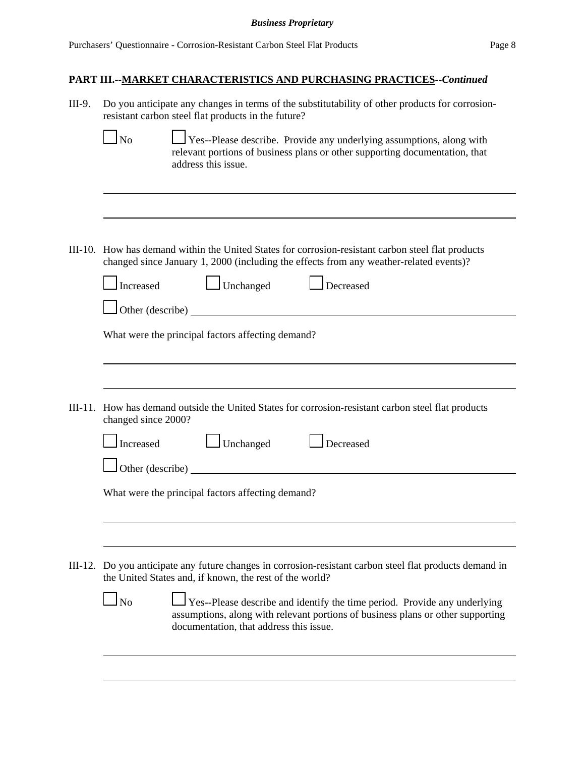## PART III.--MARKET CHARACTERISTICS AND PURCHASING PRACTICES--*Continued*

III-9. Do you anticipate any changes in terms of the substitutability of other products for corrosion-resistant carbon steel flat products in the future?

☐ No ☐ Yes--Please describe. Provide any underlying assumptions, along with relevant portions of business plans or other supporting documentation, that address this issue.

______________________________________________________________________

______________________________________________________________________

III-10. How has demand within the United States for corrosion-resistant carbon steel flat products changed since January 1, 2000 (including the effects from any weather-related events)?

☐ Increased ☐ Unchanged ☐ Decreased

☐ Other (describe) ______________________________________________________

What were the principal factors affecting demand?

______________________________________________________________________

______________________________________________________________________

III-11. How has demand outside the United States for corrosion-resistant carbon steel flat products changed since 2000?

☐ Increased ☐ Unchanged ☐ Decreased

☐ Other (describe) ______________________________________________________

What were the principal factors affecting demand?

______________________________________________________________________

______________________________________________________________________

III-12. Do you anticipate any future changes in corrosion-resistant carbon steel flat products demand in the United States and, if known, the rest of the world?

☐ No ☐ Yes--Please describe and identify the time period. Provide any underlying assumptions, along with relevant portions of business plans or other supporting documentation, that address this issue.

______________________________________________________________________

______________________________________________________________________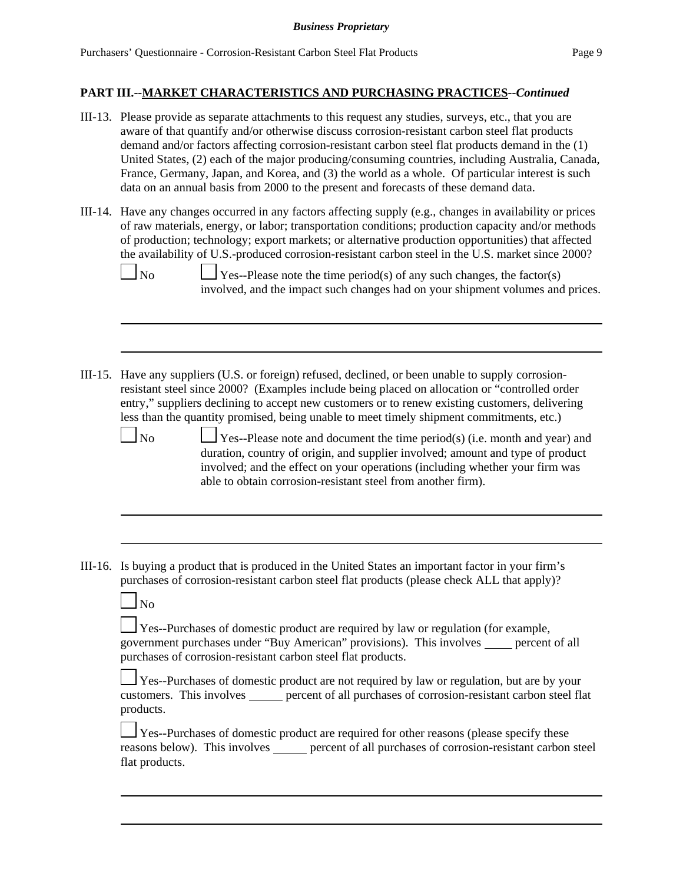## PART III.--MARKET CHARACTERISTICS AND PURCHASING PRACTICES--*Continued*

III-13. Please provide as separate attachments to this request any studies, surveys, etc., that you are aware of that quantify and/or otherwise discuss corrosion-resistant carbon steel flat products demand and/or factors affecting corrosion-resistant carbon steel flat products demand in the (1) United States, (2) each of the major producing/consuming countries, including Australia, Canada, France, Germany, Japan, and Korea, and (3) the world as a whole. Of particular interest is such data on an annual basis from 2000 to the present and forecasts of these demand data.

III-14. Have any changes occurred in any factors affecting supply (e.g., changes in availability or prices of raw materials, energy, or labor; transportation conditions; production capacity and/or methods of production; technology; export markets; or alternative production opportunities) that affected the availability of U.S.-produced corrosion-resistant carbon steel in the U.S. market since 2000?

☐ No ☐ Yes--Please note the time period(s) of any such changes, the factor(s) involved, and the impact such changes had on your shipment volumes and prices.

______________________________________________________________________________

______________________________________________________________________________

III-15. Have any suppliers (U.S. or foreign) refused, declined, or been unable to supply corrosion-resistant steel since 2000? (Examples include being placed on allocation or "controlled order entry," suppliers declining to accept new customers or to renew existing customers, delivering less than the quantity promised, being unable to meet timely shipment commitments, etc.)

☐ No ☐ Yes--Please note and document the time period(s) (i.e. month and year) and duration, country of origin, and supplier involved; amount and type of product involved; and the effect on your operations (including whether your firm was able to obtain corrosion-resistant steel from another firm).

______________________________________________________________________________

______________________________________________________________________________

III-16. Is buying a product that is produced in the United States an important factor in your firm's purchases of corrosion-resistant carbon steel flat products (please check ALL that apply)?

☐ No

☐ Yes--Purchases of domestic product are required by law or regulation (for example, government purchases under "Buy American" provisions). This involves ____ percent of all purchases of corrosion-resistant carbon steel flat products.

☐ Yes--Purchases of domestic product are not required by law or regulation, but are by your customers. This involves _____ percent of all purchases of corrosion-resistant carbon steel flat products.

☐ Yes--Purchases of domestic product are required for other reasons (please specify these reasons below). This involves _____ percent of all purchases of corrosion-resistant carbon steel flat products.

______________________________________________________________________________

______________________________________________________________________________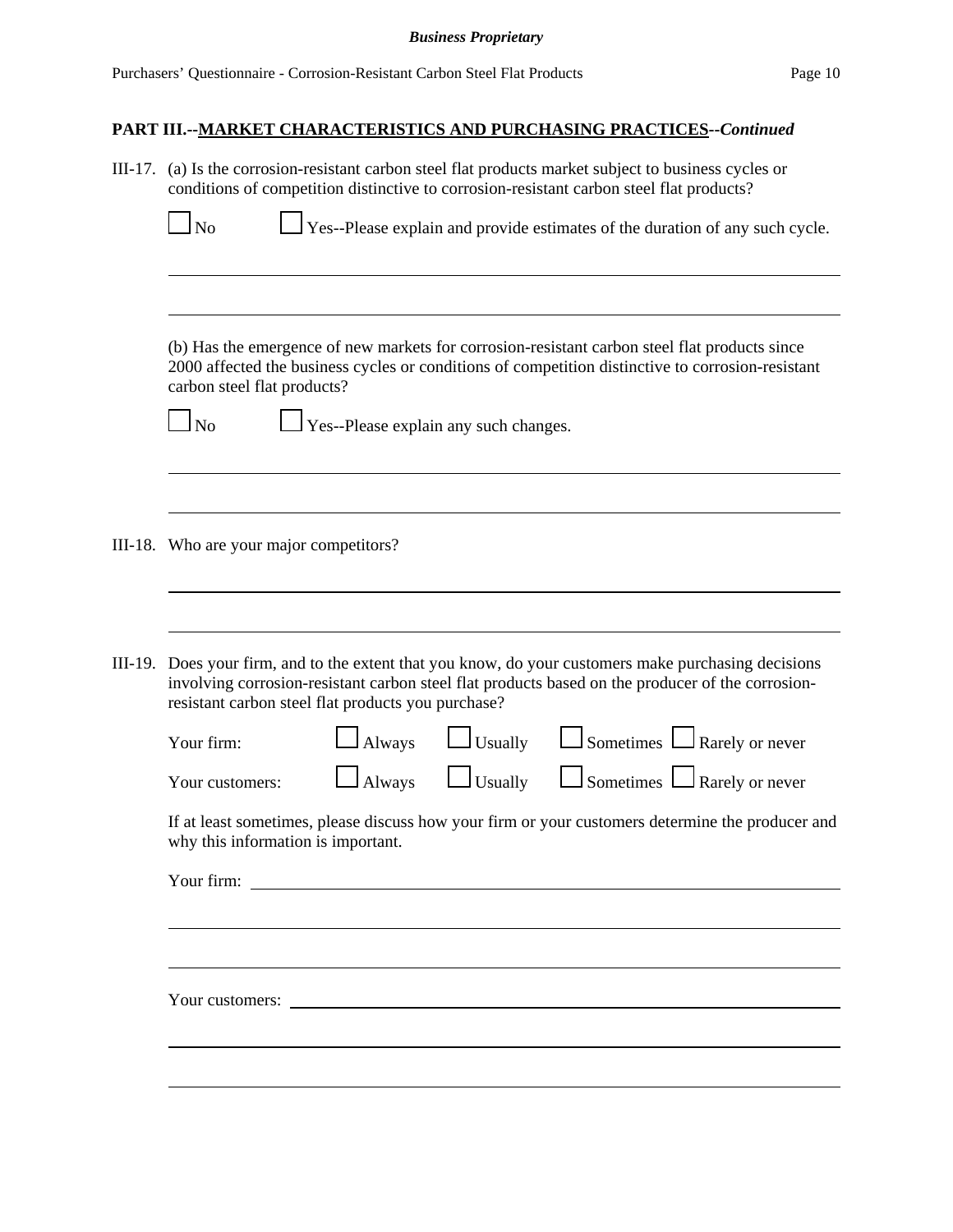## PART III.--MARKET CHARACTERISTICS AND PURCHASING PRACTICES--*Continued*

III-17. (a) Is the corrosion-resistant carbon steel flat products market subject to business cycles or conditions of competition distinctive to corrosion-resistant carbon steel flat products?

☐ No ☐ Yes--Please explain and provide estimates of the duration of any such cycle.

\_\_\_\_\_\_\_\_\_\_\_\_\_\_\_\_\_\_\_\_\_\_\_\_\_\_\_\_\_\_\_\_\_\_\_\_\_\_\_\_\_\_\_\_\_\_\_\_\_\_\_\_\_\_\_\_\_\_\_\_\_\_\_\_\_\_\_\_\_\_\_\_\_\_\_\_

\_\_\_\_\_\_\_\_\_\_\_\_\_\_\_\_\_\_\_\_\_\_\_\_\_\_\_\_\_\_\_\_\_\_\_\_\_\_\_\_\_\_\_\_\_\_\_\_\_\_\_\_\_\_\_\_\_\_\_\_\_\_\_\_\_\_\_\_\_\_\_\_\_\_\_\_

(b) Has the emergence of new markets for corrosion-resistant carbon steel flat products since 2000 affected the business cycles or conditions of competition distinctive to corrosion-resistant carbon steel flat products?

☐ No ☐ Yes--Please explain any such changes.

\_\_\_\_\_\_\_\_\_\_\_\_\_\_\_\_\_\_\_\_\_\_\_\_\_\_\_\_\_\_\_\_\_\_\_\_\_\_\_\_\_\_\_\_\_\_\_\_\_\_\_\_\_\_\_\_\_\_\_\_\_\_\_\_\_\_\_\_\_\_\_\_\_\_\_\_

\_\_\_\_\_\_\_\_\_\_\_\_\_\_\_\_\_\_\_\_\_\_\_\_\_\_\_\_\_\_\_\_\_\_\_\_\_\_\_\_\_\_\_\_\_\_\_\_\_\_\_\_\_\_\_\_\_\_\_\_\_\_\_\_\_\_\_\_\_\_\_\_\_\_\_\_

III-18. Who are your major competitors?

\_\_\_\_\_\_\_\_\_\_\_\_\_\_\_\_\_\_\_\_\_\_\_\_\_\_\_\_\_\_\_\_\_\_\_\_\_\_\_\_\_\_\_\_\_\_\_\_\_\_\_\_\_\_\_\_\_\_\_\_\_\_\_\_\_\_\_\_\_\_\_\_\_\_\_\_

\_\_\_\_\_\_\_\_\_\_\_\_\_\_\_\_\_\_\_\_\_\_\_\_\_\_\_\_\_\_\_\_\_\_\_\_\_\_\_\_\_\_\_\_\_\_\_\_\_\_\_\_\_\_\_\_\_\_\_\_\_\_\_\_\_\_\_\_\_\_\_\_\_\_\_\_

III-19. Does your firm, and to the extent that you know, do your customers make purchasing decisions involving corrosion-resistant carbon steel flat products based on the producer of the corrosion-resistant carbon steel flat products you purchase?

| | | | | |
|---|---|---|---|---|
| Your firm: | ☐ Always | ☐ Usually | ☐ Sometimes | ☐ Rarely or never |
| Your customers: | ☐ Always | ☐ Usually | ☐ Sometimes | ☐ Rarely or never |

If at least sometimes, please discuss how your firm or your customers determine the producer and why this information is important.

Your firm: \_\_\_\_\_\_\_\_\_\_\_\_\_\_\_\_\_\_\_\_\_\_\_\_\_\_\_\_\_\_\_\_\_\_\_\_\_\_\_\_\_\_\_\_\_\_\_\_\_\_\_\_\_\_\_\_\_\_\_\_\_\_\_\_\_

\_\_\_\_\_\_\_\_\_\_\_\_\_\_\_\_\_\_\_\_\_\_\_\_\_\_\_\_\_\_\_\_\_\_\_\_\_\_\_\_\_\_\_\_\_\_\_\_\_\_\_\_\_\_\_\_\_\_\_\_\_\_\_\_\_\_\_\_\_\_\_\_\_\_\_\_

\_\_\_\_\_\_\_\_\_\_\_\_\_\_\_\_\_\_\_\_\_\_\_\_\_\_\_\_\_\_\_\_\_\_\_\_\_\_\_\_\_\_\_\_\_\_\_\_\_\_\_\_\_\_\_\_\_\_\_\_\_\_\_\_\_\_\_\_\_\_\_\_\_\_\_\_

Your customers: \_\_\_\_\_\_\_\_\_\_\_\_\_\_\_\_\_\_\_\_\_\_\_\_\_\_\_\_\_\_\_\_\_\_\_\_\_\_\_\_\_\_\_\_\_\_\_\_\_\_\_\_\_\_\_\_\_\_\_\_\_

\_\_\_\_\_\_\_\_\_\_\_\_\_\_\_\_\_\_\_\_\_\_\_\_\_\_\_\_\_\_\_\_\_\_\_\_\_\_\_\_\_\_\_\_\_\_\_\_\_\_\_\_\_\_\_\_\_\_\_\_\_\_\_\_\_\_\_\_\_\_\_\_\_\_\_\_

\_\_\_\_\_\_\_\_\_\_\_\_\_\_\_\_\_\_\_\_\_\_\_\_\_\_\_\_\_\_\_\_\_\_\_\_\_\_\_\_\_\_\_\_\_\_\_\_\_\_\_\_\_\_\_\_\_\_\_\_\_\_\_\_\_\_\_\_\_\_\_\_\_\_\_\_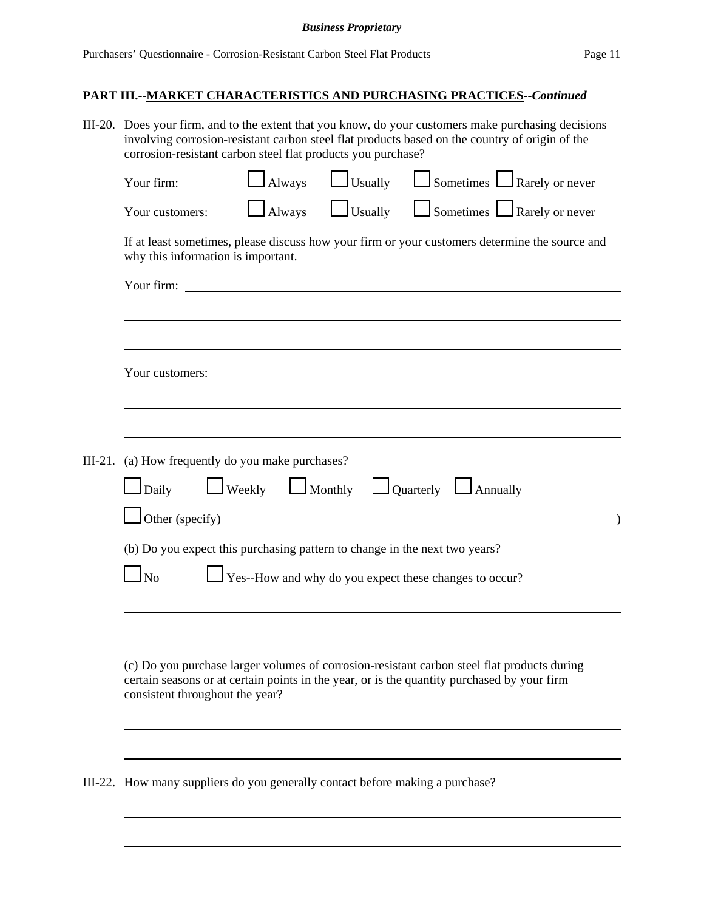## PART III.--MARKET CHARACTERISTICS AND PURCHASING PRACTICES--*Continued*

III-20. Does your firm, and to the extent that you know, do your customers make purchasing decisions involving corrosion-resistant carbon steel flat products based on the country of origin of the corrosion-resistant carbon steel flat products you purchase?

Your firm: ☐ Always ☐ Usually ☐ Sometimes ☐ Rarely or never

Your customers: ☐ Always ☐ Usually ☐ Sometimes ☐ Rarely or never

If at least sometimes, please discuss how your firm or your customers determine the source and why this information is important.

Your firm: ______________________________________________

______________________________________________

______________________________________________

Your customers: ______________________________________________

______________________________________________

______________________________________________

III-21. (a) How frequently do you make purchases?

☐ Daily ☐ Weekly ☐ Monthly ☐ Quarterly ☐ Annually

☐ Other (specify) ______________________________________________)

(b) Do you expect this purchasing pattern to change in the next two years?

☐ No ☐ Yes--How and why do you expect these changes to occur?

______________________________________________

______________________________________________

(c) Do you purchase larger volumes of corrosion-resistant carbon steel flat products during certain seasons or at certain points in the year, or is the quantity purchased by your firm consistent throughout the year?

______________________________________________

______________________________________________

III-22. How many suppliers do you generally contact before making a purchase?

______________________________________________

______________________________________________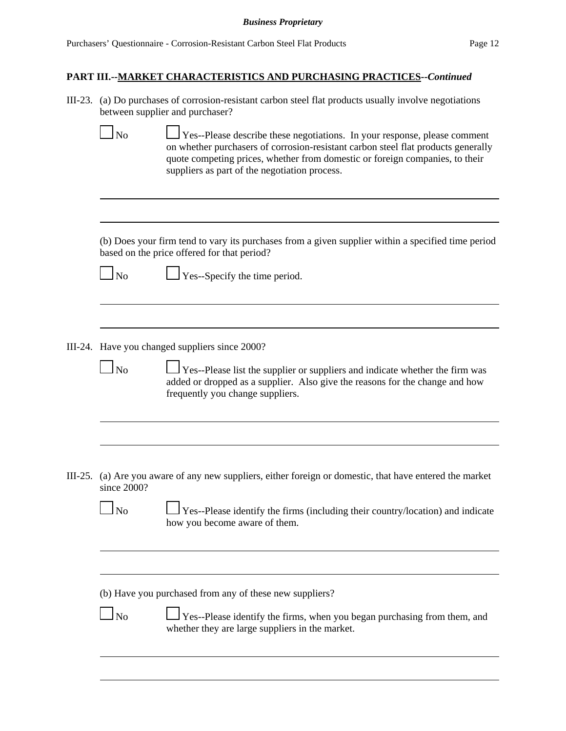**PART III.--MARKET CHARACTERISTICS AND PURCHASING PRACTICES--*Continued***

III-23. (a) Do purchases of corrosion-resistant carbon steel flat products usually involve negotiations between supplier and purchaser?

☐ No ☐ Yes--Please describe these negotiations. In your response, please comment on whether purchasers of corrosion-resistant carbon steel flat products generally quote competing prices, whether from domestic or foreign companies, to their suppliers as part of the negotiation process.

______________________________________________________________________

______________________________________________________________________

(b) Does your firm tend to vary its purchases from a given supplier within a specified time period based on the price offered for that period?

☐ No ☐ Yes--Specify the time period.

______________________________________________________________________

______________________________________________________________________

III-24. Have you changed suppliers since 2000?

☐ No ☐ Yes--Please list the supplier or suppliers and indicate whether the firm was added or dropped as a supplier. Also give the reasons for the change and how frequently you change suppliers.

______________________________________________________________________

______________________________________________________________________

III-25. (a) Are you aware of any new suppliers, either foreign or domestic, that have entered the market since 2000?

☐ No ☐ Yes--Please identify the firms (including their country/location) and indicate how you become aware of them.

______________________________________________________________________

______________________________________________________________________

(b) Have you purchased from any of these new suppliers?

☐ No ☐ Yes--Please identify the firms, when you began purchasing from them, and whether they are large suppliers in the market.

______________________________________________________________________

______________________________________________________________________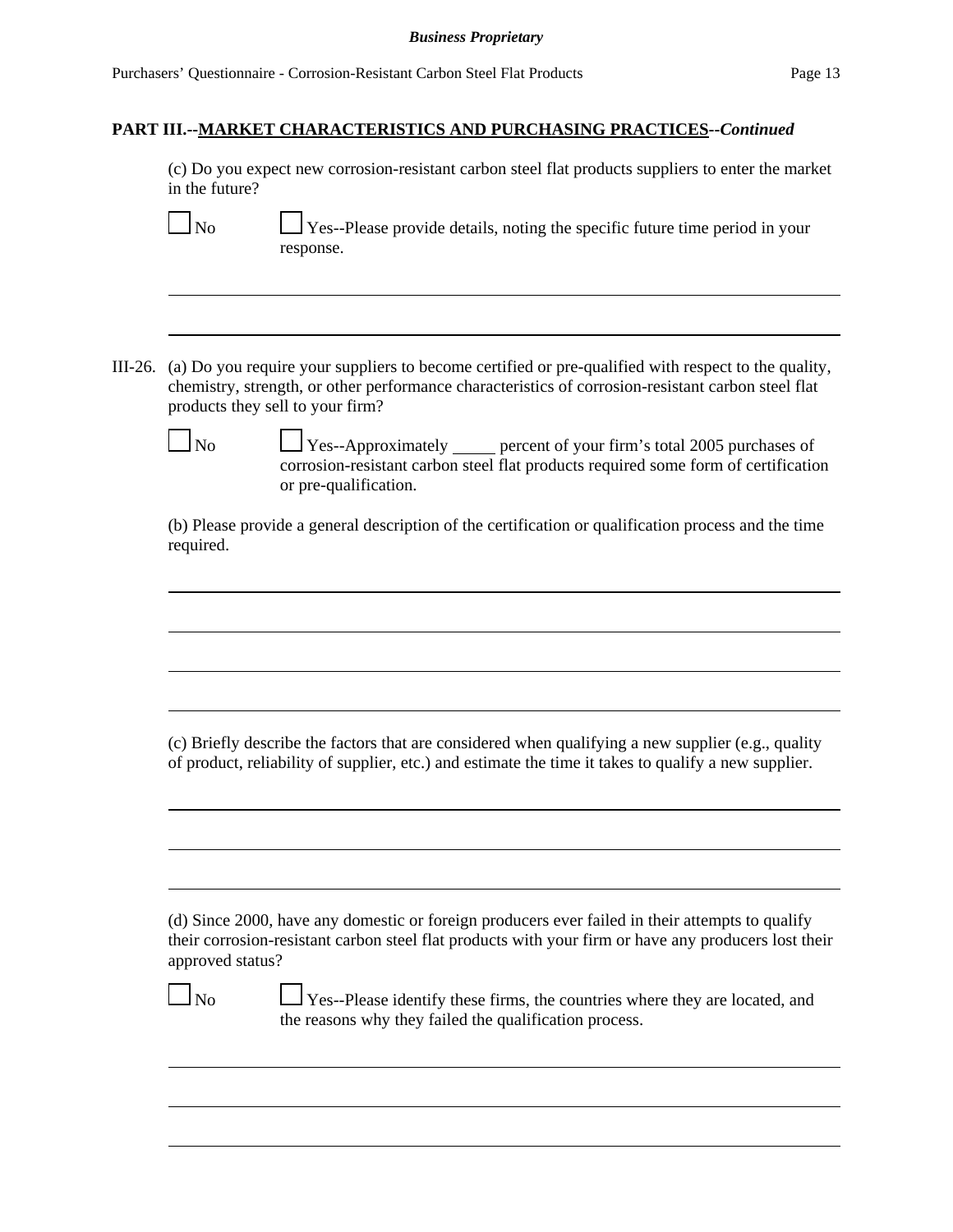**PART III.--MARKET CHARACTERISTICS AND PURCHASING PRACTICES--*Continued***

(c) Do you expect new corrosion-resistant carbon steel flat products suppliers to enter the market in the future?

☐ No ☐ Yes--Please provide details, noting the specific future time period in your response.

______________________________________________________________________________

______________________________________________________________________________

III-26. (a) Do you require your suppliers to become certified or pre-qualified with respect to the quality, chemistry, strength, or other performance characteristics of corrosion-resistant carbon steel flat products they sell to your firm?

☐ No ☐ Yes--Approximately _____ percent of your firm's total 2005 purchases of corrosion-resistant carbon steel flat products required some form of certification or pre-qualification.

(b) Please provide a general description of the certification or qualification process and the time required.

______________________________________________________________________________

______________________________________________________________________________

______________________________________________________________________________

______________________________________________________________________________

(c) Briefly describe the factors that are considered when qualifying a new supplier (e.g., quality of product, reliability of supplier, etc.) and estimate the time it takes to qualify a new supplier.

______________________________________________________________________________

______________________________________________________________________________

______________________________________________________________________________

(d) Since 2000, have any domestic or foreign producers ever failed in their attempts to qualify their corrosion-resistant carbon steel flat products with your firm or have any producers lost their approved status?

☐ No ☐ Yes--Please identify these firms, the countries where they are located, and the reasons why they failed the qualification process.

______________________________________________________________________________

______________________________________________________________________________

______________________________________________________________________________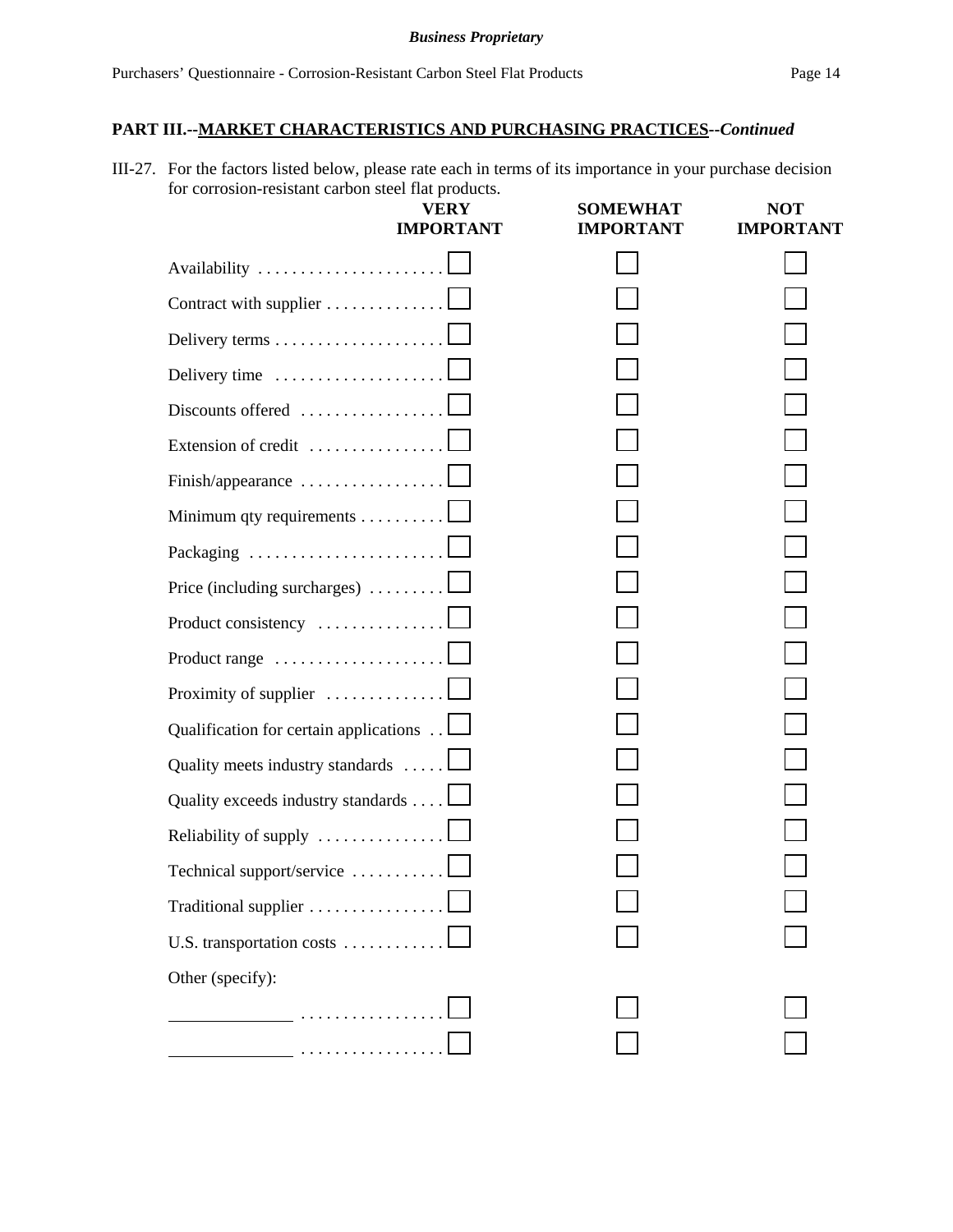**Business Proprietary**

## PART III.--MARKET CHARACTERISTICS AND PURCHASING PRACTICES--*Continued*

III-27. For the factors listed below, please rate each in terms of its importance in your purchase decision for corrosion-resistant carbon steel flat products.

| | VERY IMPORTANT | SOMEWHAT IMPORTANT | NOT IMPORTANT |
|---|---|---|---|
| Availability | ☐ | ☐ | ☐ |
| Contract with supplier | ☐ | ☐ | ☐ |
| Delivery terms | ☐ | ☐ | ☐ |
| Delivery time | ☐ | ☐ | ☐ |
| Discounts offered | ☐ | ☐ | ☐ |
| Extension of credit | ☐ | ☐ | ☐ |
| Finish/appearance | ☐ | ☐ | ☐ |
| Minimum qty requirements | ☐ | ☐ | ☐ |
| Packaging | ☐ | ☐ | ☐ |
| Price (including surcharges) | ☐ | ☐ | ☐ |
| Product consistency | ☐ | ☐ | ☐ |
| Product range | ☐ | ☐ | ☐ |
| Proximity of supplier | ☐ | ☐ | ☐ |
| Qualification for certain applications | ☐ | ☐ | ☐ |
| Quality meets industry standards | ☐ | ☐ | ☐ |
| Quality exceeds industry standards | ☐ | ☐ | ☐ |
| Reliability of supply | ☐ | ☐ | ☐ |
| Technical support/service | ☐ | ☐ | ☐ |
| Traditional supplier | ☐ | ☐ | ☐ |
| U.S. transportation costs | ☐ | ☐ | ☐ |
| Other (specify): | | | |
| ______________ | ☐ | ☐ | ☐ |
| ______________ | ☐ | ☐ | ☐ |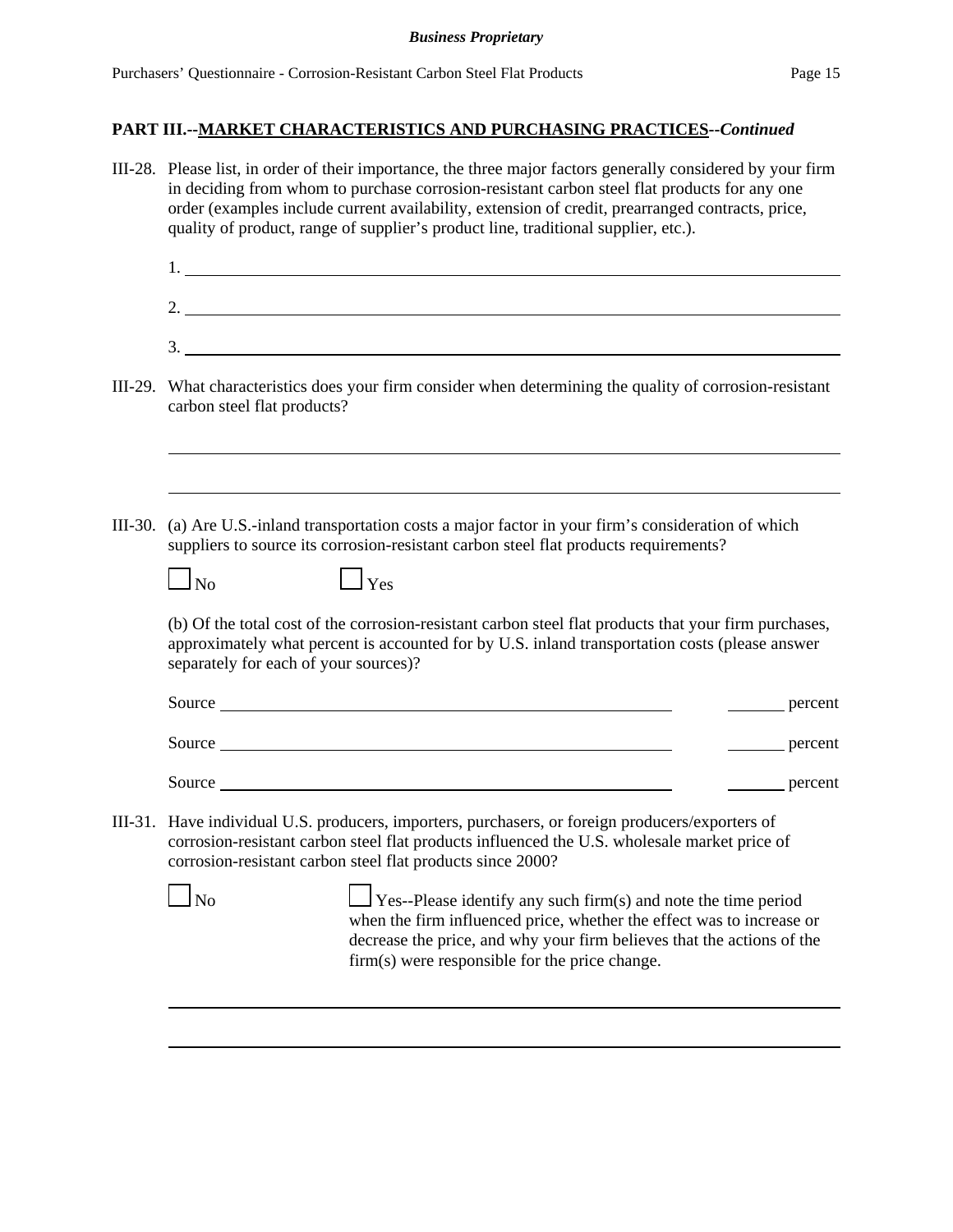**PART III.--MARKET CHARACTERISTICS AND PURCHASING PRACTICES--*Continued***

III-28. Please list, in order of their importance, the three major factors generally considered by your firm in deciding from whom to purchase corrosion-resistant carbon steel flat products for any one order (examples include current availability, extension of credit, prearranged contracts, price, quality of product, range of supplier's product line, traditional supplier, etc.).

1. ____________________

2. ____________________

3. ____________________

III-29. What characteristics does your firm consider when determining the quality of corrosion-resistant carbon steel flat products?

____________________

____________________

III-30. (a) Are U.S.-inland transportation costs a major factor in your firm's consideration of which suppliers to source its corrosion-resistant carbon steel flat products requirements?

☐ No ☐ Yes

(b) Of the total cost of the corrosion-resistant carbon steel flat products that your firm purchases, approximately what percent is accounted for by U.S. inland transportation costs (please answer separately for each of your sources)?

Source ____________________ ______ percent

Source ____________________ ______ percent

Source ____________________ ______ percent

III-31. Have individual U.S. producers, importers, purchasers, or foreign producers/exporters of corrosion-resistant carbon steel flat products influenced the U.S. wholesale market price of corrosion-resistant carbon steel flat products since 2000?

☐ No ☐ Yes--Please identify any such firm(s) and note the time period when the firm influenced price, whether the effect was to increase or decrease the price, and why your firm believes that the actions of the firm(s) were responsible for the price change.

____________________

____________________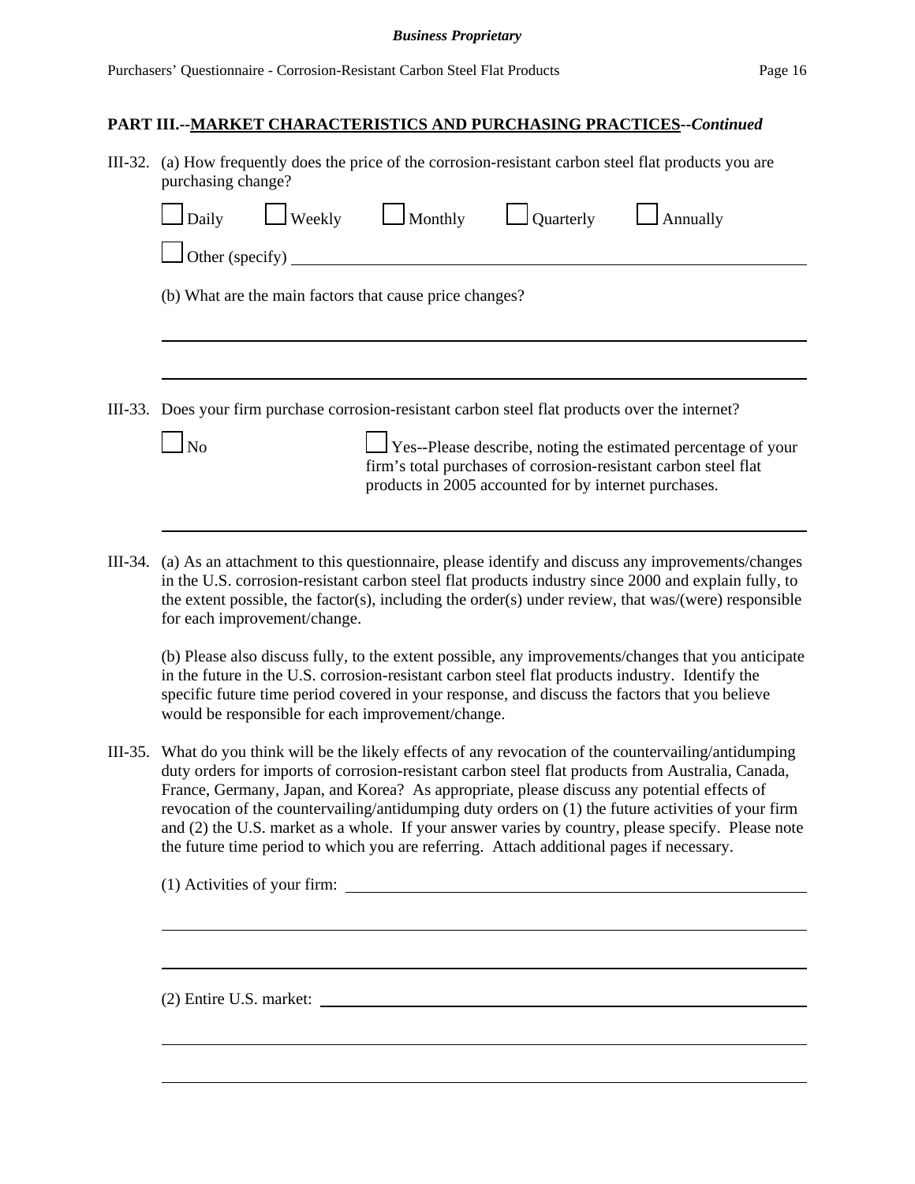## PART III.--MARKET CHARACTERISTICS AND PURCHASING PRACTICES--*Continued*

III-32. (a) How frequently does the price of the corrosion-resistant carbon steel flat products you are purchasing change?

☐ Daily ☐ Weekly ☐ Monthly ☐ Quarterly ☐ Annually

☐ Other (specify) ______________________________

(b) What are the main factors that cause price changes?

______________________________

______________________________

III-33. Does your firm purchase corrosion-resistant carbon steel flat products over the internet?

☐ No

☐ Yes--Please describe, noting the estimated percentage of your firm's total purchases of corrosion-resistant carbon steel flat products in 2005 accounted for by internet purchases.

______________________________

III-34. (a) As an attachment to this questionnaire, please identify and discuss any improvements/changes in the U.S. corrosion-resistant carbon steel flat products industry since 2000 and explain fully, to the extent possible, the factor(s), including the order(s) under review, that was/(were) responsible for each improvement/change.

(b) Please also discuss fully, to the extent possible, any improvements/changes that you anticipate in the future in the U.S. corrosion-resistant carbon steel flat products industry. Identify the specific future time period covered in your response, and discuss the factors that you believe would be responsible for each improvement/change.

III-35. What do you think will be the likely effects of any revocation of the countervailing/antidumping duty orders for imports of corrosion-resistant carbon steel flat products from Australia, Canada, France, Germany, Japan, and Korea? As appropriate, please discuss any potential effects of revocation of the countervailing/antidumping duty orders on (1) the future activities of your firm and (2) the U.S. market as a whole. If your answer varies by country, please specify. Please note the future time period to which you are referring. Attach additional pages if necessary.

(1) Activities of your firm: ______________________________

______________________________

______________________________

(2) Entire U.S. market: ______________________________

______________________________

______________________________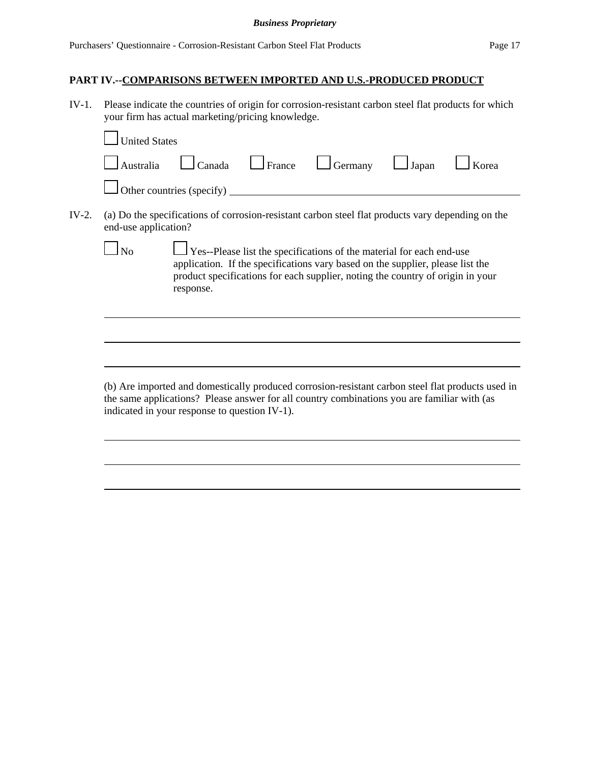## PART IV.--COMPARISONS BETWEEN IMPORTED AND U.S.-PRODUCED PRODUCT

IV-1. Please indicate the countries of origin for corrosion-resistant carbon steel flat products for which your firm has actual marketing/pricing knowledge.

☐ United States

☐ Australia ☐ Canada ☐ France ☐ Germany ☐ Japan ☐ Korea

☐ Other countries (specify) ______________________________

IV-2. (a) Do the specifications of corrosion-resistant carbon steel flat products vary depending on the end-use application?

☐ No ☐ Yes--Please list the specifications of the material for each end-use application. If the specifications vary based on the supplier, please list the product specifications for each supplier, noting the country of origin in your response.

______________________________

______________________________

______________________________

(b) Are imported and domestically produced corrosion-resistant carbon steel flat products used in the same applications? Please answer for all country combinations you are familiar with (as indicated in your response to question IV-1).

______________________________

______________________________

______________________________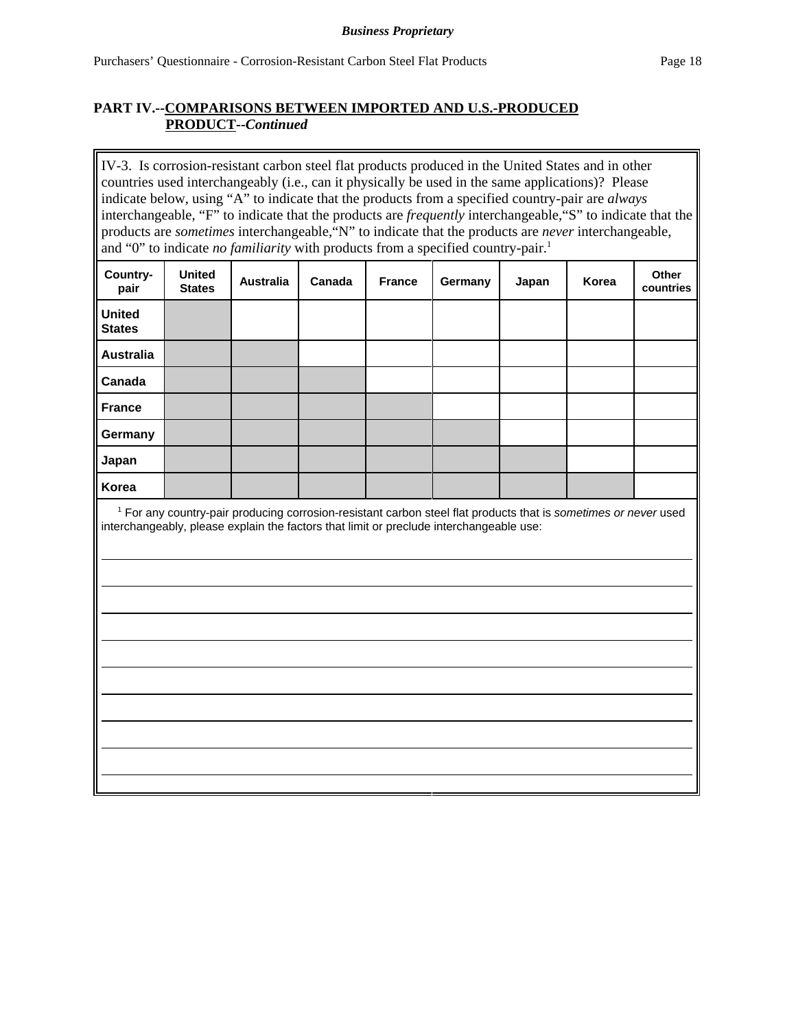## PART IV.--COMPARISONS BETWEEN IMPORTED AND U.S.-PRODUCED PRODUCT--*Continued*

IV-3. Is corrosion-resistant carbon steel flat products produced in the United States and in other countries used interchangeably (i.e., can it physically be used in the same applications)? Please indicate below, using "A" to indicate that the products from a specified country-pair are *always* interchangeable, "F" to indicate that the products are *frequently* interchangeable,"S" to indicate that the products are *sometimes* interchangeable,"N" to indicate that the products are *never* interchangeable, and "0" to indicate *no familiarity* with products from a specified country-pair.[1]

| Country-pair | United States | Australia | Canada | France | Germany | Japan | Korea | Other countries |
|---|---|---|---|---|---|---|---|---|
| United States | | | | | | | | |
| Australia | | | | | | | | |
| Canada | | | | | | | | |
| France | | | | | | | | |
| Germany | | | | | | | | |
| Japan | | | | | | | | |
| Korea | | | | | | | | |

[1] For any country-pair producing corrosion-resistant carbon steel flat products that is *sometimes or never* used interchangeably, please explain the factors that limit or preclude interchangeable use: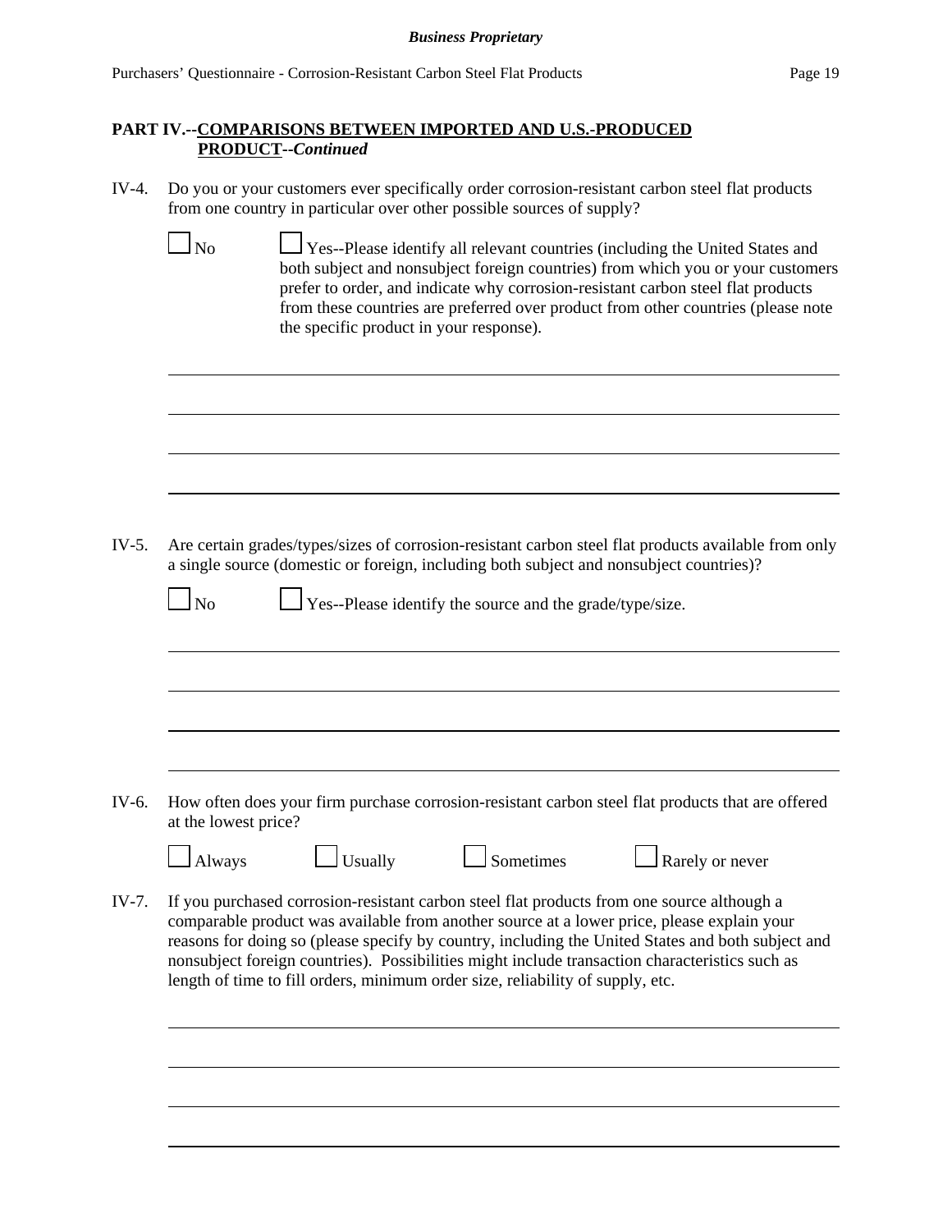## PART IV.--COMPARISONS BETWEEN IMPORTED AND U.S.-PRODUCED PRODUCT--*Continued*

IV-4. Do you or your customers ever specifically order corrosion-resistant carbon steel flat products from one country in particular over other possible sources of supply?

☐ No ☐ Yes--Please identify all relevant countries (including the United States and both subject and nonsubject foreign countries) from which you or your customers prefer to order, and indicate why corrosion-resistant carbon steel flat products from these countries are preferred over product from other countries (please note the specific product in your response).

\_\_\_\_\_\_\_\_\_\_\_\_\_\_\_\_\_\_\_\_\_\_\_\_\_\_\_\_\_\_\_\_\_\_\_\_\_\_\_\_\_\_\_\_\_\_\_\_\_\_\_\_\_\_\_\_\_\_\_\_\_\_\_\_\_\_\_\_\_\_\_\_\_\_

\_\_\_\_\_\_\_\_\_\_\_\_\_\_\_\_\_\_\_\_\_\_\_\_\_\_\_\_\_\_\_\_\_\_\_\_\_\_\_\_\_\_\_\_\_\_\_\_\_\_\_\_\_\_\_\_\_\_\_\_\_\_\_\_\_\_\_\_\_\_\_\_\_\_

\_\_\_\_\_\_\_\_\_\_\_\_\_\_\_\_\_\_\_\_\_\_\_\_\_\_\_\_\_\_\_\_\_\_\_\_\_\_\_\_\_\_\_\_\_\_\_\_\_\_\_\_\_\_\_\_\_\_\_\_\_\_\_\_\_\_\_\_\_\_\_\_\_\_

\_\_\_\_\_\_\_\_\_\_\_\_\_\_\_\_\_\_\_\_\_\_\_\_\_\_\_\_\_\_\_\_\_\_\_\_\_\_\_\_\_\_\_\_\_\_\_\_\_\_\_\_\_\_\_\_\_\_\_\_\_\_\_\_\_\_\_\_\_\_\_\_\_\_

IV-5. Are certain grades/types/sizes of corrosion-resistant carbon steel flat products available from only a single source (domestic or foreign, including both subject and nonsubject countries)?

☐ No ☐ Yes--Please identify the source and the grade/type/size.

\_\_\_\_\_\_\_\_\_\_\_\_\_\_\_\_\_\_\_\_\_\_\_\_\_\_\_\_\_\_\_\_\_\_\_\_\_\_\_\_\_\_\_\_\_\_\_\_\_\_\_\_\_\_\_\_\_\_\_\_\_\_\_\_\_\_\_\_\_\_\_\_\_\_

\_\_\_\_\_\_\_\_\_\_\_\_\_\_\_\_\_\_\_\_\_\_\_\_\_\_\_\_\_\_\_\_\_\_\_\_\_\_\_\_\_\_\_\_\_\_\_\_\_\_\_\_\_\_\_\_\_\_\_\_\_\_\_\_\_\_\_\_\_\_\_\_\_\_

\_\_\_\_\_\_\_\_\_\_\_\_\_\_\_\_\_\_\_\_\_\_\_\_\_\_\_\_\_\_\_\_\_\_\_\_\_\_\_\_\_\_\_\_\_\_\_\_\_\_\_\_\_\_\_\_\_\_\_\_\_\_\_\_\_\_\_\_\_\_\_\_\_\_

\_\_\_\_\_\_\_\_\_\_\_\_\_\_\_\_\_\_\_\_\_\_\_\_\_\_\_\_\_\_\_\_\_\_\_\_\_\_\_\_\_\_\_\_\_\_\_\_\_\_\_\_\_\_\_\_\_\_\_\_\_\_\_\_\_\_\_\_\_\_\_\_\_\_

IV-6. How often does your firm purchase corrosion-resistant carbon steel flat products that are offered at the lowest price?

☐ Always ☐ Usually ☐ Sometimes ☐ Rarely or never

IV-7. If you purchased corrosion-resistant carbon steel flat products from one source although a comparable product was available from another source at a lower price, please explain your reasons for doing so (please specify by country, including the United States and both subject and nonsubject foreign countries). Possibilities might include transaction characteristics such as length of time to fill orders, minimum order size, reliability of supply, etc.

\_\_\_\_\_\_\_\_\_\_\_\_\_\_\_\_\_\_\_\_\_\_\_\_\_\_\_\_\_\_\_\_\_\_\_\_\_\_\_\_\_\_\_\_\_\_\_\_\_\_\_\_\_\_\_\_\_\_\_\_\_\_\_\_\_\_\_\_\_\_\_\_\_\_

\_\_\_\_\_\_\_\_\_\_\_\_\_\_\_\_\_\_\_\_\_\_\_\_\_\_\_\_\_\_\_\_\_\_\_\_\_\_\_\_\_\_\_\_\_\_\_\_\_\_\_\_\_\_\_\_\_\_\_\_\_\_\_\_\_\_\_\_\_\_\_\_\_\_

\_\_\_\_\_\_\_\_\_\_\_\_\_\_\_\_\_\_\_\_\_\_\_\_\_\_\_\_\_\_\_\_\_\_\_\_\_\_\_\_\_\_\_\_\_\_\_\_\_\_\_\_\_\_\_\_\_\_\_\_\_\_\_\_\_\_\_\_\_\_\_\_\_\_

\_\_\_\_\_\_\_\_\_\_\_\_\_\_\_\_\_\_\_\_\_\_\_\_\_\_\_\_\_\_\_\_\_\_\_\_\_\_\_\_\_\_\_\_\_\_\_\_\_\_\_\_\_\_\_\_\_\_\_\_\_\_\_\_\_\_\_\_\_\_\_\_\_\_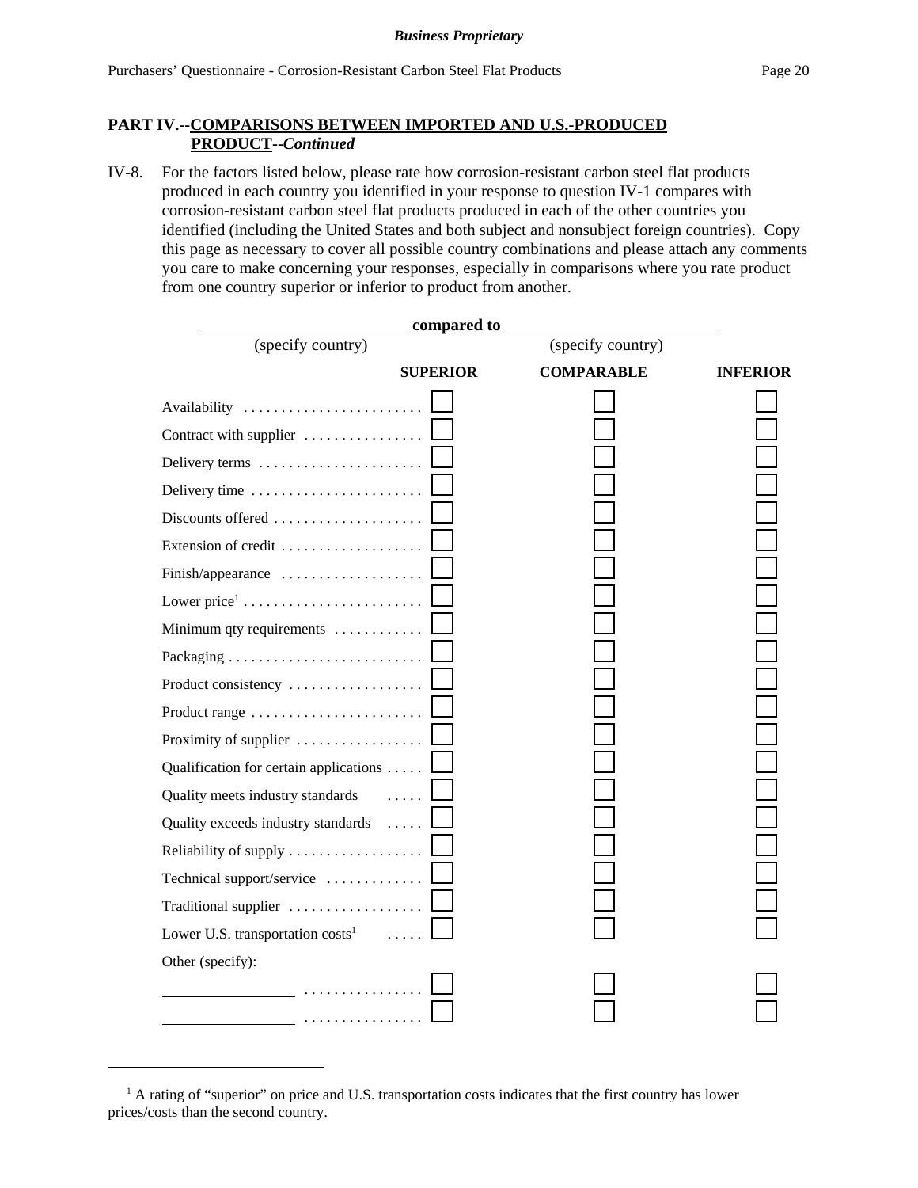## PART IV.--COMPARISONS BETWEEN IMPORTED AND U.S.-PRODUCED PRODUCT--*Continued*

IV-8. For the factors listed below, please rate how corrosion-resistant carbon steel flat products produced in each country you identified in your response to question IV-1 compares with corrosion-resistant carbon steel flat products produced in each of the other countries you identified (including the United States and both subject and nonsubject foreign countries). Copy this page as necessary to cover all possible country combinations and please attach any comments you care to make concerning your responses, especially in comparisons where you rate product from one country superior or inferior to product from another.

________________ **compared to** ________________
(specify country) (specify country)

| | SUPERIOR | COMPARABLE | INFERIOR |
|---|---|---|---|
| Availability | ☐ | ☐ | ☐ |
| Contract with supplier | ☐ | ☐ | ☐ |
| Delivery terms | ☐ | ☐ | ☐ |
| Delivery time | ☐ | ☐ | ☐ |
| Discounts offered | ☐ | ☐ | ☐ |
| Extension of credit | ☐ | ☐ | ☐ |
| Finish/appearance | ☐ | ☐ | ☐ |
| Lower price[1] | ☐ | ☐ | ☐ |
| Minimum qty requirements | ☐ | ☐ | ☐ |
| Packaging | ☐ | ☐ | ☐ |
| Product consistency | ☐ | ☐ | ☐ |
| Product range | ☐ | ☐ | ☐ |
| Proximity of supplier | ☐ | ☐ | ☐ |
| Qualification for certain applications | ☐ | ☐ | ☐ |
| Quality meets industry standards | ☐ | ☐ | ☐ |
| Quality exceeds industry standards | ☐ | ☐ | ☐ |
| Reliability of supply | ☐ | ☐ | ☐ |
| Technical support/service | ☐ | ☐ | ☐ |
| Traditional supplier | ☐ | ☐ | ☐ |
| Lower U.S. transportation costs[1] | ☐ | ☐ | ☐ |
| Other (specify): | | | |
| ________________ | ☐ | ☐ | ☐ |
| ________________ | ☐ | ☐ | ☐ |

[1] A rating of "superior" on price and U.S. transportation costs indicates that the first country has lower prices/costs than the second country.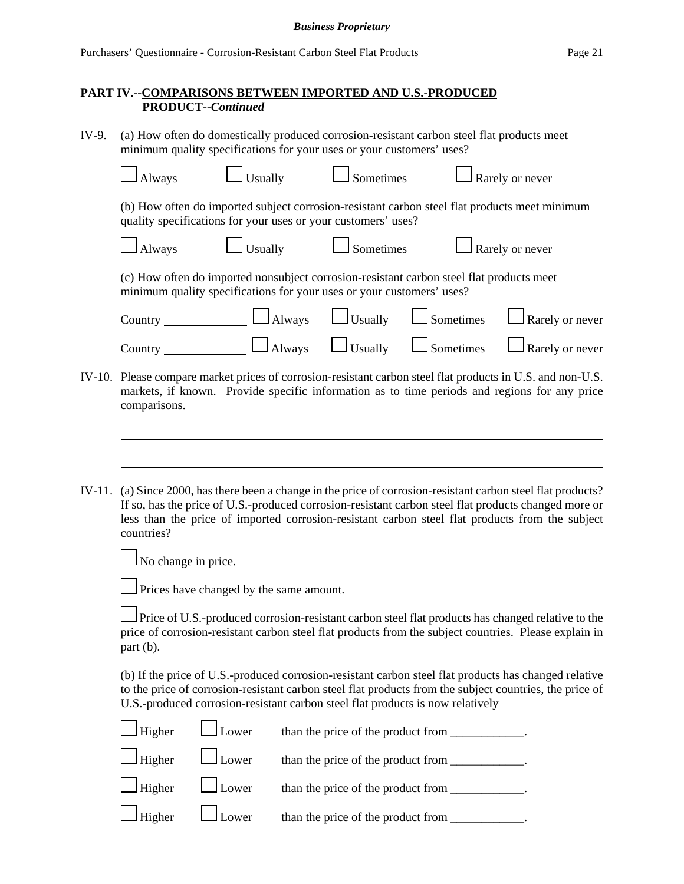## PART IV.--COMPARISONS BETWEEN IMPORTED AND U.S.-PRODUCED PRODUCT--*Continued*

IV-9. (a) How often do domestically produced corrosion-resistant carbon steel flat products meet minimum quality specifications for your uses or your customers' uses?

☐ Always ☐ Usually ☐ Sometimes ☐ Rarely or never

(b) How often do imported subject corrosion-resistant carbon steel flat products meet minimum quality specifications for your uses or your customers' uses?

☐ Always ☐ Usually ☐ Sometimes ☐ Rarely or never

(c) How often do imported nonsubject corrosion-resistant carbon steel flat products meet minimum quality specifications for your uses or your customers' uses?

Country ____________ ☐ Always ☐ Usually ☐ Sometimes ☐ Rarely or never

Country ____________ ☐ Always ☐ Usually ☐ Sometimes ☐ Rarely or never

IV-10. Please compare market prices of corrosion-resistant carbon steel flat products in U.S. and non-U.S. markets, if known. Provide specific information as to time periods and regions for any price comparisons.

______________________________________________________________________________

______________________________________________________________________________

IV-11. (a) Since 2000, has there been a change in the price of corrosion-resistant carbon steel flat products? If so, has the price of U.S.-produced corrosion-resistant carbon steel flat products changed more or less than the price of imported corrosion-resistant carbon steel flat products from the subject countries?

☐ No change in price.

☐ Prices have changed by the same amount.

☐ Price of U.S.-produced corrosion-resistant carbon steel flat products has changed relative to the price of corrosion-resistant carbon steel flat products from the subject countries. Please explain in part (b).

(b) If the price of U.S.-produced corrosion-resistant carbon steel flat products has changed relative to the price of corrosion-resistant carbon steel flat products from the subject countries, the price of U.S.-produced corrosion-resistant carbon steel flat products is now relatively

☐ Higher ☐ Lower than the price of the product from ____________.

☐ Higher ☐ Lower than the price of the product from ____________.

☐ Higher ☐ Lower than the price of the product from ____________.

☐ Higher ☐ Lower than the price of the product from ____________.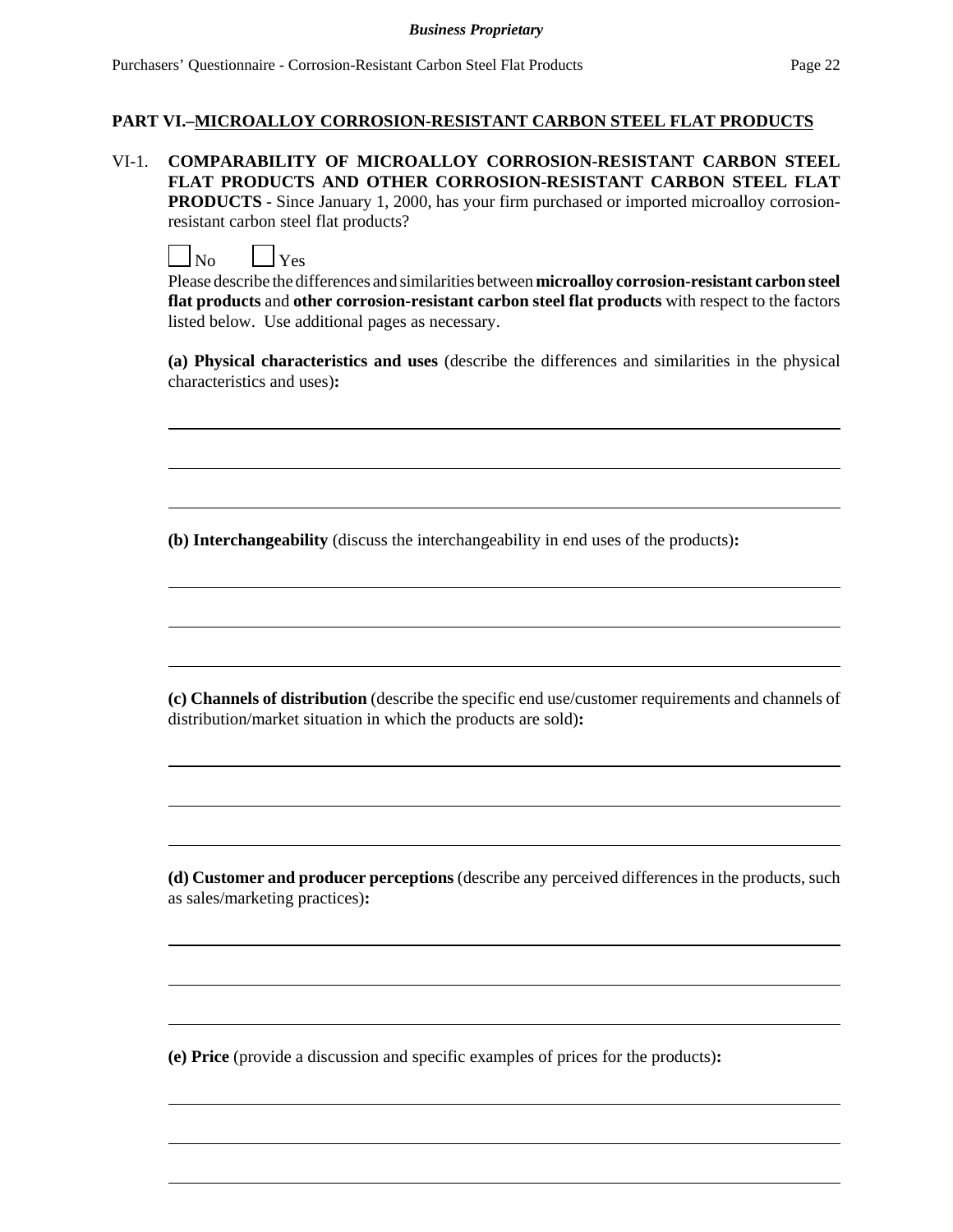## PART VI.–MICROALLOY CORROSION-RESISTANT CARBON STEEL FLAT PRODUCTS

VI-1. **COMPARABILITY OF MICROALLOY CORROSION-RESISTANT CARBON STEEL FLAT PRODUCTS AND OTHER CORROSION-RESISTANT CARBON STEEL FLAT PRODUCTS** - Since January 1, 2000, has your firm purchased or imported microalloy corrosion-resistant carbon steel flat products?

☐ No ☐ Yes

Please describe the differences and similarities between **microalloy corrosion-resistant carbon steel flat products** and **other corrosion-resistant carbon steel flat products** with respect to the factors listed below. Use additional pages as necessary.

**(a) Physical characteristics and uses** (describe the differences and similarities in the physical characteristics and uses)**:**

______________________________________________

______________________________________________

______________________________________________

**(b) Interchangeability** (discuss the interchangeability in end uses of the products)**:**

______________________________________________

______________________________________________

______________________________________________

**(c) Channels of distribution** (describe the specific end use/customer requirements and channels of distribution/market situation in which the products are sold)**:**

______________________________________________

______________________________________________

______________________________________________

**(d) Customer and producer perceptions** (describe any perceived differences in the products, such as sales/marketing practices)**:**

______________________________________________

______________________________________________

______________________________________________

**(e) Price** (provide a discussion and specific examples of prices for the products)**:**

______________________________________________

______________________________________________

______________________________________________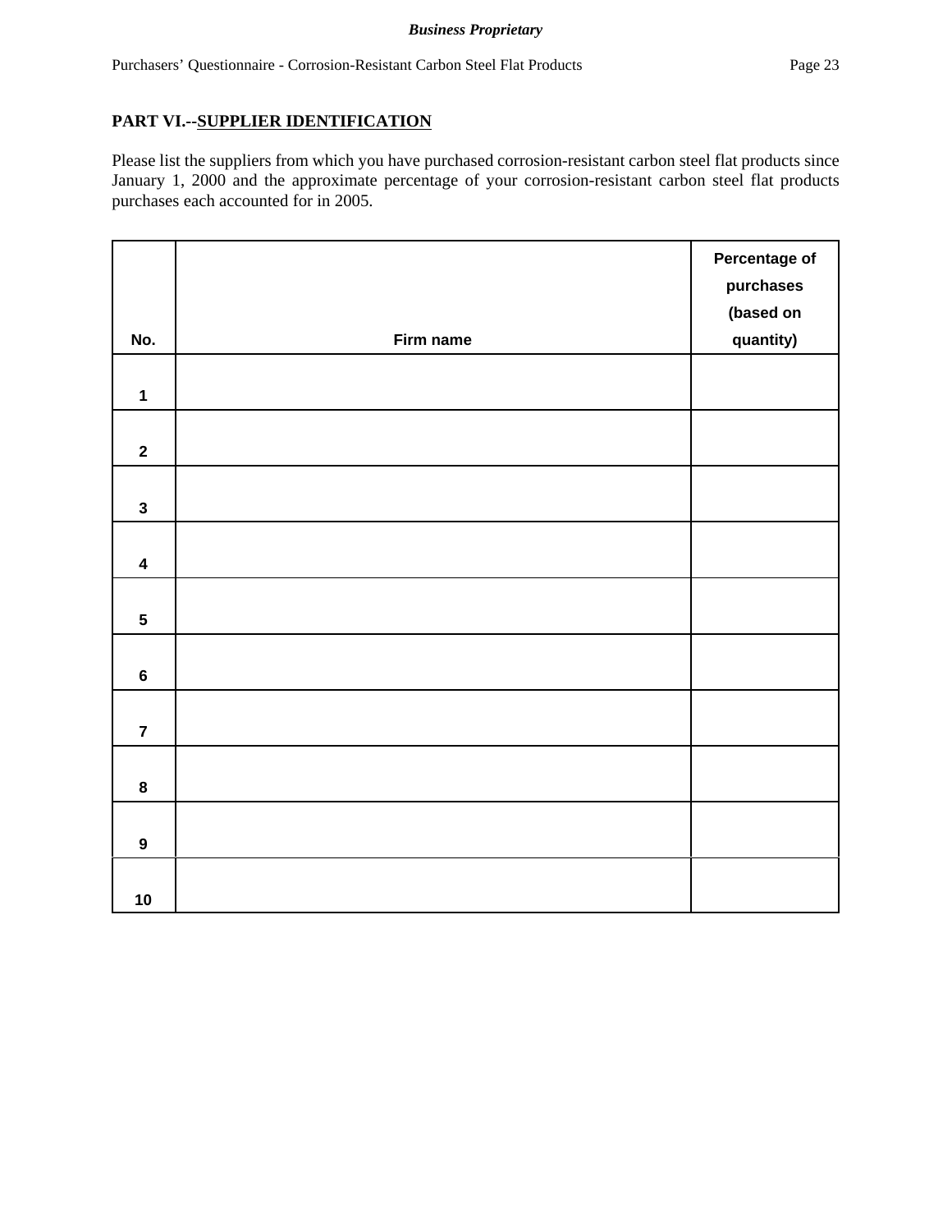## PART VI.--SUPPLIER IDENTIFICATION

Please list the suppliers from which you have purchased corrosion-resistant carbon steel flat products since January 1, 2000 and the approximate percentage of your corrosion-resistant carbon steel flat products purchases each accounted for in 2005.

| No. | Firm name | Percentage of purchases (based on quantity) |
|---|---|---|
| 1 | | |
| 2 | | |
| 3 | | |
| 4 | | |
| 5 | | |
| 6 | | |
| 7 | | |
| 8 | | |
| 9 | | |
| 10 | | |